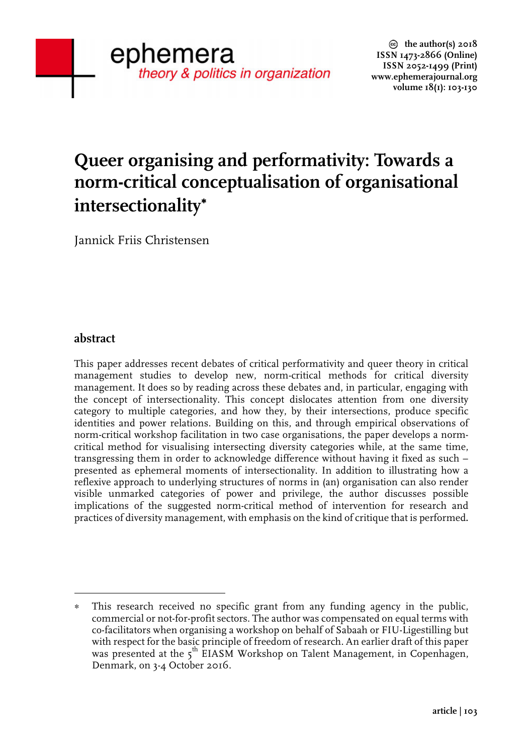# Queer organising and performativity: Towards a norm-critical conceptualisation of organisational intersectionality*

Jannick Friis Christensen

## abstract

This paper addresses recent debates of critical performativity and queer theory in critical management studies to develop new, norm-critical methods for critical diversity management. It does so by reading across these debates and, in particular, engaging with the concept of intersectionality. This concept dislocates attention from one diversity category to multiple categories, and how they, by their intersections, produce specific identities and power relations. Building on this, and through empirical observations of norm-critical workshop facilitation in two case organisations, the paper develops a norm-critical method for visualising intersecting diversity categories while, at the same time, transgressing them in order to acknowledge difference without having it fixed as such – presented as ephemeral moments of intersectionality. In addition to illustrating how a reflexive approach to underlying structures of norms in (an) organisation can also render visible unmarked categories of power and privilege, the author discusses possible implications of the suggested norm-critical method of intervention for research and practices of diversity management, with emphasis on the kind of critique that is performed.

---

\* This research received no specific grant from any funding agency in the public, commercial or not-for-profit sectors. The author was compensated on equal terms with co-facilitators when organising a workshop on behalf of Sabaah or FIU-Ligestilling but with respect for the basic principle of freedom of research. An earlier draft of this paper was presented at the 5th EIASM Workshop on Talent Management, in Copenhagen, Denmark, on 3-4 October 2016.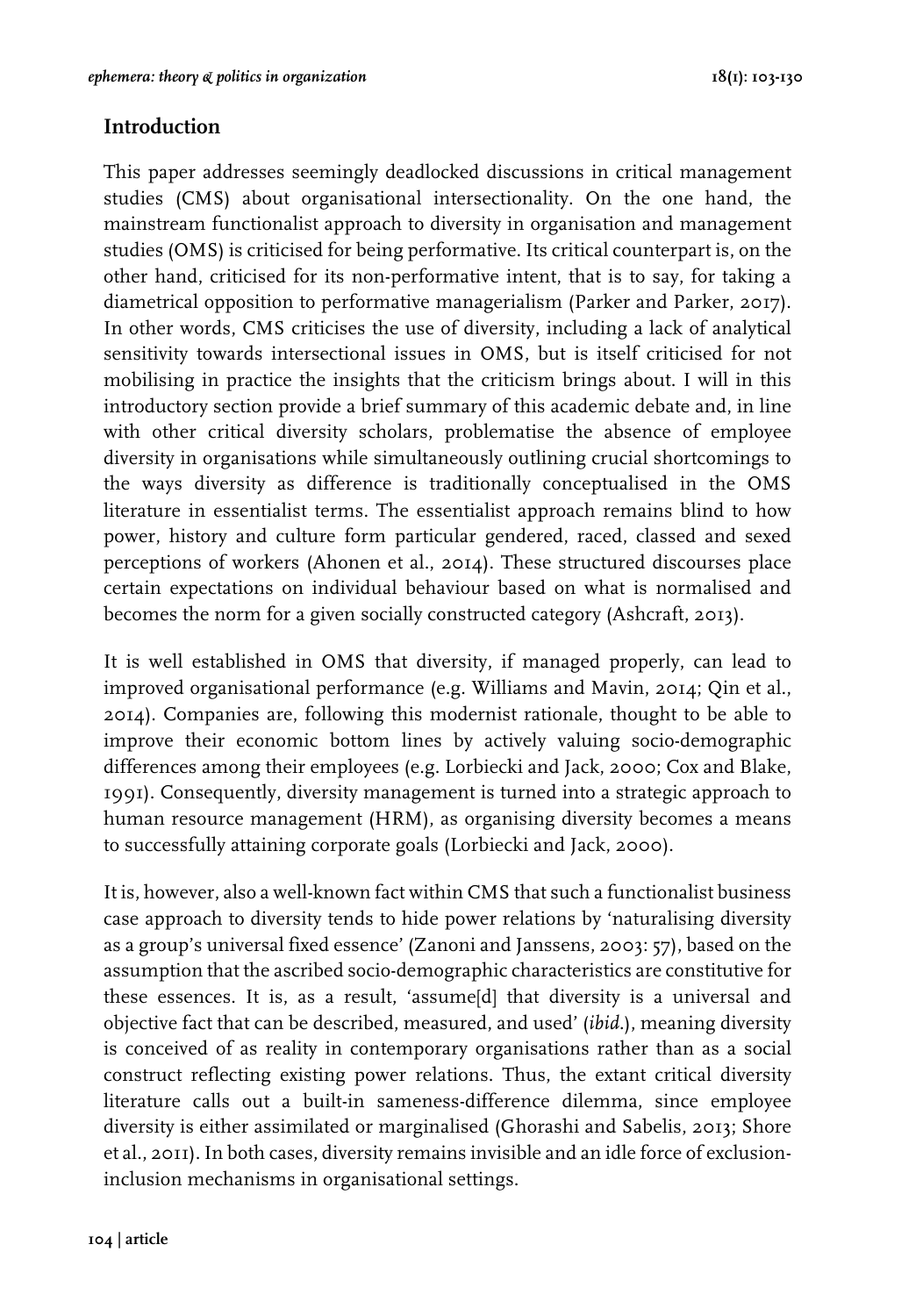## Introduction

This paper addresses seemingly deadlocked discussions in critical management studies (CMS) about organisational intersectionality. On the one hand, the mainstream functionalist approach to diversity in organisation and management studies (OMS) is criticised for being performative. Its critical counterpart is, on the other hand, criticised for its non-performative intent, that is to say, for taking a diametrical opposition to performative managerialism (Parker and Parker, 2017). In other words, CMS criticises the use of diversity, including a lack of analytical sensitivity towards intersectional issues in OMS, but is itself criticised for not mobilising in practice the insights that the criticism brings about. I will in this introductory section provide a brief summary of this academic debate and, in line with other critical diversity scholars, problematise the absence of employee diversity in organisations while simultaneously outlining crucial shortcomings to the ways diversity as difference is traditionally conceptualised in the OMS literature in essentialist terms. The essentialist approach remains blind to how power, history and culture form particular gendered, raced, classed and sexed perceptions of workers (Ahonen et al., 2014). These structured discourses place certain expectations on individual behaviour based on what is normalised and becomes the norm for a given socially constructed category (Ashcraft, 2013).

It is well established in OMS that diversity, if managed properly, can lead to improved organisational performance (e.g. Williams and Mavin, 2014; Qin et al., 2014). Companies are, following this modernist rationale, thought to be able to improve their economic bottom lines by actively valuing socio-demographic differences among their employees (e.g. Lorbiecki and Jack, 2000; Cox and Blake, 1991). Consequently, diversity management is turned into a strategic approach to human resource management (HRM), as organising diversity becomes a means to successfully attaining corporate goals (Lorbiecki and Jack, 2000).

It is, however, also a well-known fact within CMS that such a functionalist business case approach to diversity tends to hide power relations by 'naturalising diversity as a group's universal fixed essence' (Zanoni and Janssens, 2003: 57), based on the assumption that the ascribed socio-demographic characteristics are constitutive for these essences. It is, as a result, 'assume[d] that diversity is a universal and objective fact that can be described, measured, and used' (*ibid.*), meaning diversity is conceived of as reality in contemporary organisations rather than as a social construct reflecting existing power relations. Thus, the extant critical diversity literature calls out a built-in sameness-difference dilemma, since employee diversity is either assimilated or marginalised (Ghorashi and Sabelis, 2013; Shore et al., 2011). In both cases, diversity remains invisible and an idle force of exclusion-inclusion mechanisms in organisational settings.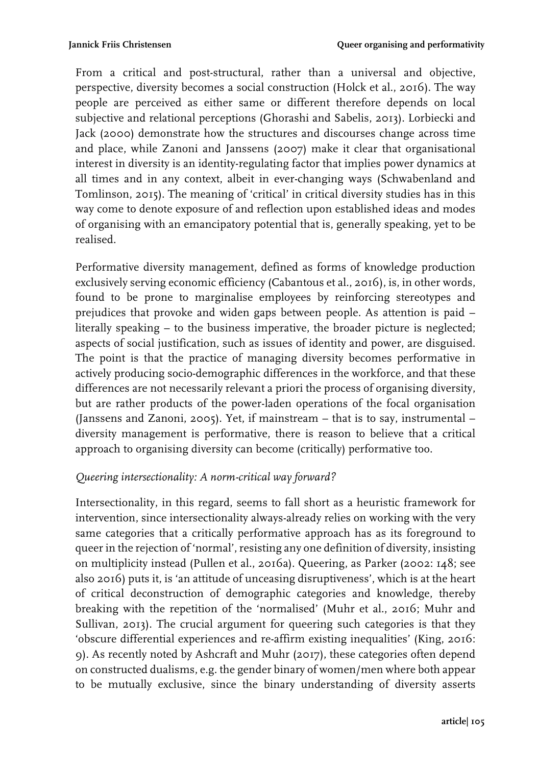From a critical and post-structural, rather than a universal and objective, perspective, diversity becomes a social construction (Holck et al., 2016). The way people are perceived as either same or different therefore depends on local subjective and relational perceptions (Ghorashi and Sabelis, 2013). Lorbiecki and Jack (2000) demonstrate how the structures and discourses change across time and place, while Zanoni and Janssens (2007) make it clear that organisational interest in diversity is an identity-regulating factor that implies power dynamics at all times and in any context, albeit in ever-changing ways (Schwabenland and Tomlinson, 2015). The meaning of 'critical' in critical diversity studies has in this way come to denote exposure of and reflection upon established ideas and modes of organising with an emancipatory potential that is, generally speaking, yet to be realised.

Performative diversity management, defined as forms of knowledge production exclusively serving economic efficiency (Cabantous et al., 2016), is, in other words, found to be prone to marginalise employees by reinforcing stereotypes and prejudices that provoke and widen gaps between people. As attention is paid – literally speaking – to the business imperative, the broader picture is neglected; aspects of social justification, such as issues of identity and power, are disguised. The point is that the practice of managing diversity becomes performative in actively producing socio-demographic differences in the workforce, and that these differences are not necessarily relevant a priori the process of organising diversity, but are rather products of the power-laden operations of the focal organisation (Janssens and Zanoni, 2005). Yet, if mainstream – that is to say, instrumental – diversity management is performative, there is reason to believe that a critical approach to organising diversity can become (critically) performative too.

### *Queering intersectionality: A norm-critical way forward?*

Intersectionality, in this regard, seems to fall short as a heuristic framework for intervention, since intersectionality always-already relies on working with the very same categories that a critically performative approach has as its foreground to queer in the rejection of 'normal', resisting any one definition of diversity, insisting on multiplicity instead (Pullen et al., 2016a). Queering, as Parker (2002: 148; see also 2016) puts it, is 'an attitude of unceasing disruptiveness', which is at the heart of critical deconstruction of demographic categories and knowledge, thereby breaking with the repetition of the 'normalised' (Muhr et al., 2016; Muhr and Sullivan, 2013). The crucial argument for queering such categories is that they 'obscure differential experiences and re-affirm existing inequalities' (King, 2016: 9). As recently noted by Ashcraft and Muhr (2017), these categories often depend on constructed dualisms, e.g. the gender binary of women/men where both appear to be mutually exclusive, since the binary understanding of diversity asserts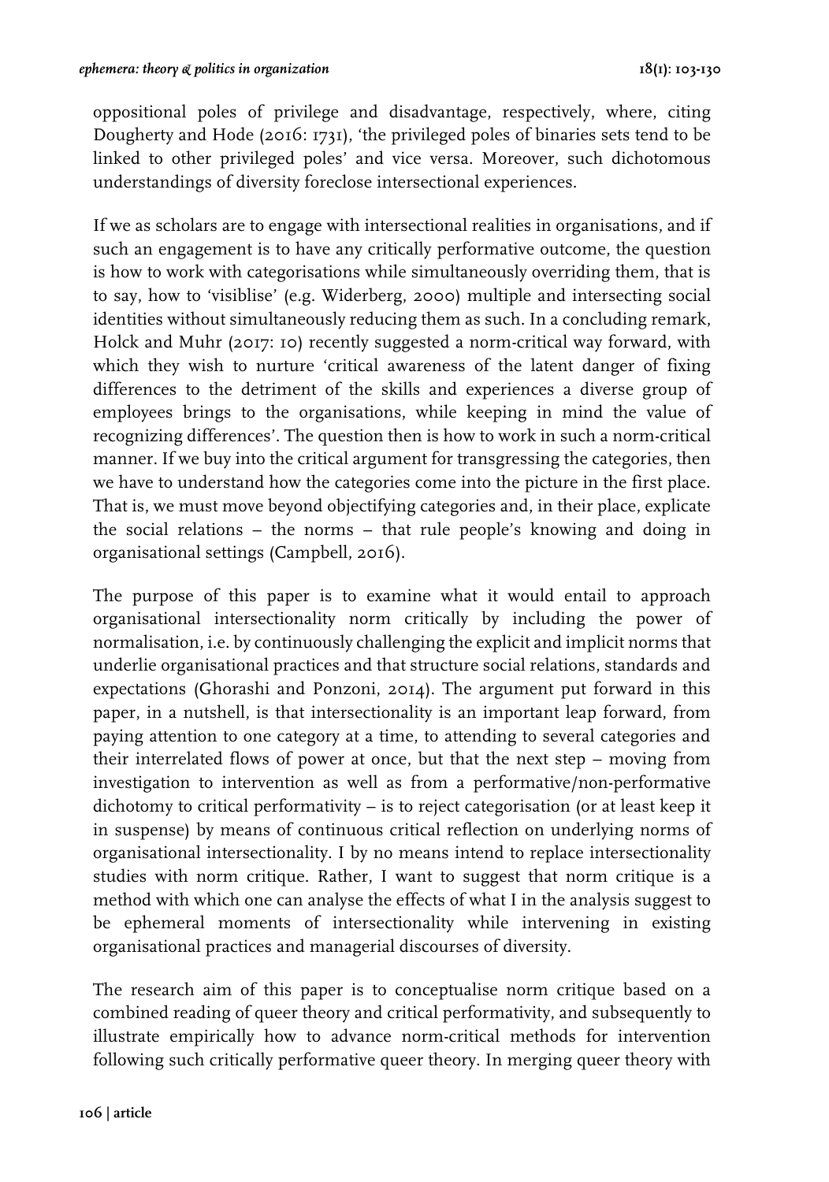oppositional poles of privilege and disadvantage, respectively, where, citing Dougherty and Hode (2016: 1731), 'the privileged poles of binaries sets tend to be linked to other privileged poles' and vice versa. Moreover, such dichotomous understandings of diversity foreclose intersectional experiences.

If we as scholars are to engage with intersectional realities in organisations, and if such an engagement is to have any critically performative outcome, the question is how to work with categorisations while simultaneously overriding them, that is to say, how to 'visiblise' (e.g. Widerberg, 2000) multiple and intersecting social identities without simultaneously reducing them as such. In a concluding remark, Holck and Muhr (2017: 10) recently suggested a norm-critical way forward, with which they wish to nurture 'critical awareness of the latent danger of fixing differences to the detriment of the skills and experiences a diverse group of employees brings to the organisations, while keeping in mind the value of recognizing differences'. The question then is how to work in such a norm-critical manner. If we buy into the critical argument for transgressing the categories, then we have to understand how the categories come into the picture in the first place. That is, we must move beyond objectifying categories and, in their place, explicate the social relations – the norms – that rule people's knowing and doing in organisational settings (Campbell, 2016).

The purpose of this paper is to examine what it would entail to approach organisational intersectionality norm critically by including the power of normalisation, i.e. by continuously challenging the explicit and implicit norms that underlie organisational practices and that structure social relations, standards and expectations (Ghorashi and Ponzoni, 2014). The argument put forward in this paper, in a nutshell, is that intersectionality is an important leap forward, from paying attention to one category at a time, to attending to several categories and their interrelated flows of power at once, but that the next step – moving from investigation to intervention as well as from a performative/non-performative dichotomy to critical performativity – is to reject categorisation (or at least keep it in suspense) by means of continuous critical reflection on underlying norms of organisational intersectionality. I by no means intend to replace intersectionality studies with norm critique. Rather, I want to suggest that norm critique is a method with which one can analyse the effects of what I in the analysis suggest to be ephemeral moments of intersectionality while intervening in existing organisational practices and managerial discourses of diversity.

The research aim of this paper is to conceptualise norm critique based on a combined reading of queer theory and critical performativity, and subsequently to illustrate empirically how to advance norm-critical methods for intervention following such critically performative queer theory. In merging queer theory with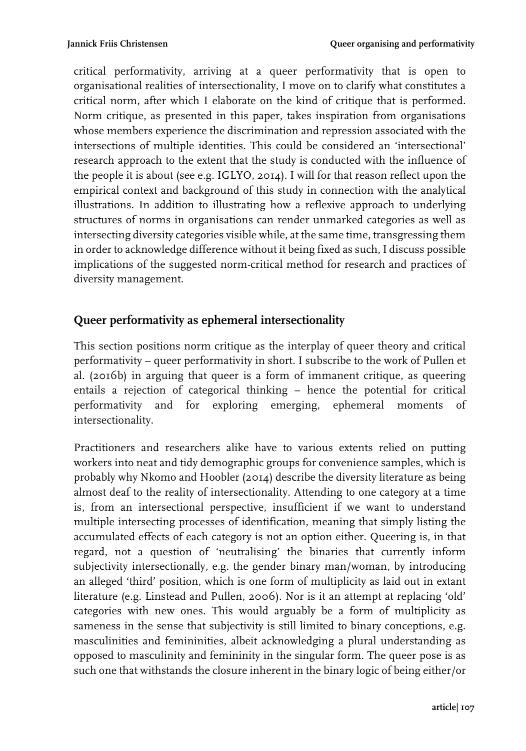critical performativity, arriving at a queer performativity that is open to organisational realities of intersectionality, I move on to clarify what constitutes a critical norm, after which I elaborate on the kind of critique that is performed. Norm critique, as presented in this paper, takes inspiration from organisations whose members experience the discrimination and repression associated with the intersections of multiple identities. This could be considered an 'intersectional' research approach to the extent that the study is conducted with the influence of the people it is about (see e.g. IGLYO, 2014). I will for that reason reflect upon the empirical context and background of this study in connection with the analytical illustrations. In addition to illustrating how a reflexive approach to underlying structures of norms in organisations can render unmarked categories as well as intersecting diversity categories visible while, at the same time, transgressing them in order to acknowledge difference without it being fixed as such, I discuss possible implications of the suggested norm-critical method for research and practices of diversity management.

## Queer performativity as ephemeral intersectionality

This section positions norm critique as the interplay of queer theory and critical performativity – queer performativity in short. I subscribe to the work of Pullen et al. (2016b) in arguing that queer is a form of immanent critique, as queering entails a rejection of categorical thinking – hence the potential for critical performativity and for exploring emerging, ephemeral moments of intersectionality.

Practitioners and researchers alike have to various extents relied on putting workers into neat and tidy demographic groups for convenience samples, which is probably why Nkomo and Hoobler (2014) describe the diversity literature as being almost deaf to the reality of intersectionality. Attending to one category at a time is, from an intersectional perspective, insufficient if we want to understand multiple intersecting processes of identification, meaning that simply listing the accumulated effects of each category is not an option either. Queering is, in that regard, not a question of 'neutralising' the binaries that currently inform subjectivity intersectionally, e.g. the gender binary man/woman, by introducing an alleged 'third' position, which is one form of multiplicity as laid out in extant literature (e.g. Linstead and Pullen, 2006). Nor is it an attempt at replacing 'old' categories with new ones. This would arguably be a form of multiplicity as sameness in the sense that subjectivity is still limited to binary conceptions, e.g. masculinities and femininities, albeit acknowledging a plural understanding as opposed to masculinity and femininity in the singular form. The queer pose is as such one that withstands the closure inherent in the binary logic of being either/or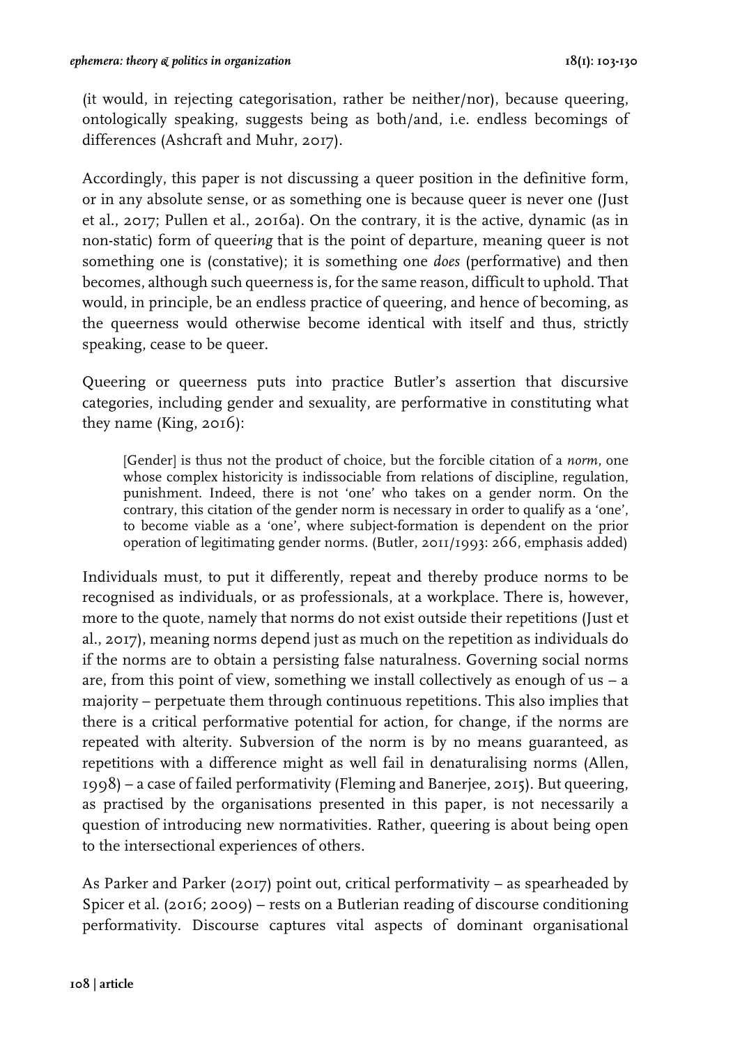(it would, in rejecting categorisation, rather be neither/nor), because queering, ontologically speaking, suggests being as both/and, i.e. endless becomings of differences (Ashcraft and Muhr, 2017).

Accordingly, this paper is not discussing a queer position in the definitive form, or in any absolute sense, or as something one is because queer is never one (Just et al., 2017; Pullen et al., 2016a). On the contrary, it is the active, dynamic (as in non-static) form of queer*ing* that is the point of departure, meaning queer is not something one is (constative); it is something one *does* (performative) and then becomes, although such queerness is, for the same reason, difficult to uphold. That would, in principle, be an endless practice of queering, and hence of becoming, as the queerness would otherwise become identical with itself and thus, strictly speaking, cease to be queer.

Queering or queerness puts into practice Butler's assertion that discursive categories, including gender and sexuality, are performative in constituting what they name (King, 2016):

> [Gender] is thus not the product of choice, but the forcible citation of a *norm*, one whose complex historicity is indissociable from relations of discipline, regulation, punishment. Indeed, there is not 'one' who takes on a gender norm. On the contrary, this citation of the gender norm is necessary in order to qualify as a 'one', to become viable as a 'one', where subject-formation is dependent on the prior operation of legitimating gender norms. (Butler, 2011/1993: 266, emphasis added)

Individuals must, to put it differently, repeat and thereby produce norms to be recognised as individuals, or as professionals, at a workplace. There is, however, more to the quote, namely that norms do not exist outside their repetitions (Just et al., 2017), meaning norms depend just as much on the repetition as individuals do if the norms are to obtain a persisting false naturalness. Governing social norms are, from this point of view, something we install collectively as enough of us – a majority – perpetuate them through continuous repetitions. This also implies that there is a critical performative potential for action, for change, if the norms are repeated with alterity. Subversion of the norm is by no means guaranteed, as repetitions with a difference might as well fail in denaturalising norms (Allen, 1998) – a case of failed performativity (Fleming and Banerjee, 2015). But queering, as practised by the organisations presented in this paper, is not necessarily a question of introducing new normativities. Rather, queering is about being open to the intersectional experiences of others.

As Parker and Parker (2017) point out, critical performativity – as spearheaded by Spicer et al. (2016; 2009) – rests on a Butlerian reading of discourse conditioning performativity. Discourse captures vital aspects of dominant organisational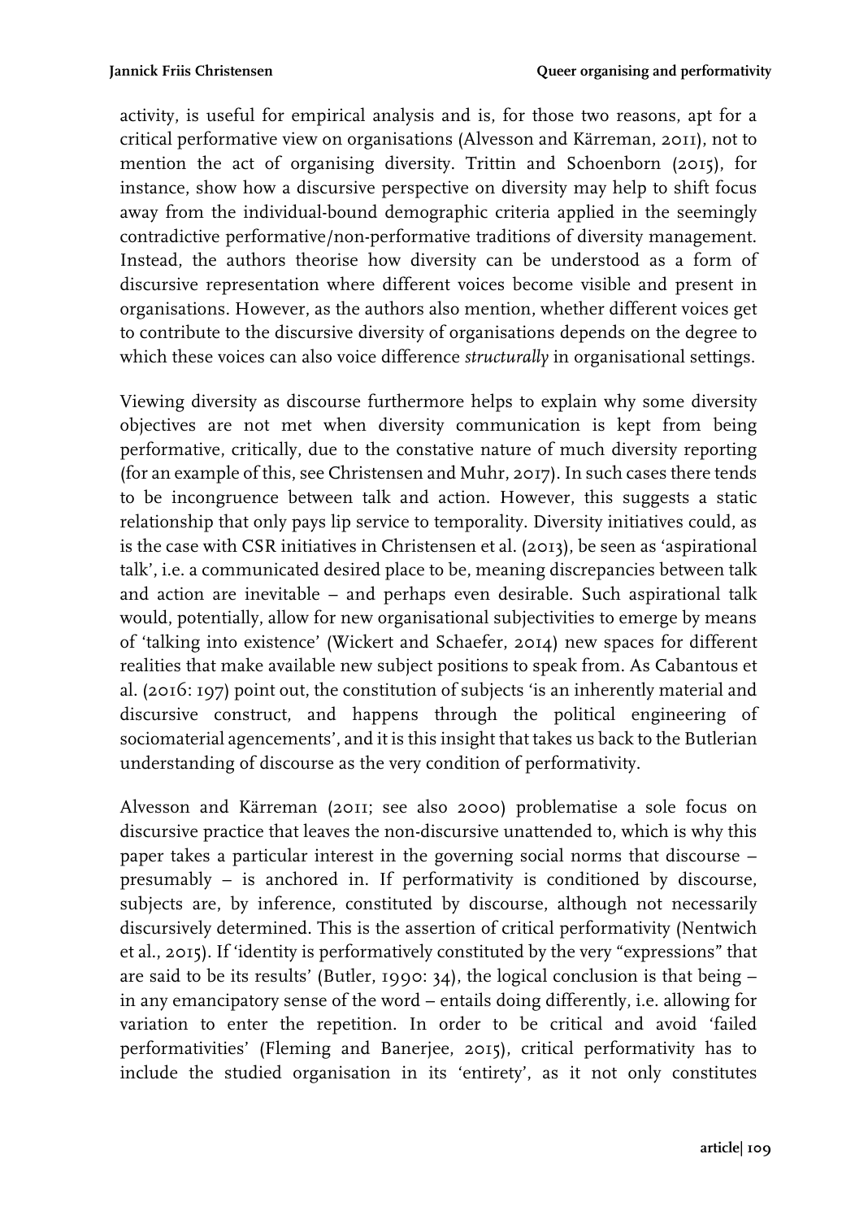activity, is useful for empirical analysis and is, for those two reasons, apt for a critical performative view on organisations (Alvesson and Kärreman, 2011), not to mention the act of organising diversity. Trittin and Schoenborn (2015), for instance, show how a discursive perspective on diversity may help to shift focus away from the individual-bound demographic criteria applied in the seemingly contradictive performative/non-performative traditions of diversity management. Instead, the authors theorise how diversity can be understood as a form of discursive representation where different voices become visible and present in organisations. However, as the authors also mention, whether different voices get to contribute to the discursive diversity of organisations depends on the degree to which these voices can also voice difference *structurally* in organisational settings.

Viewing diversity as discourse furthermore helps to explain why some diversity objectives are not met when diversity communication is kept from being performative, critically, due to the constative nature of much diversity reporting (for an example of this, see Christensen and Muhr, 2017). In such cases there tends to be incongruence between talk and action. However, this suggests a static relationship that only pays lip service to temporality. Diversity initiatives could, as is the case with CSR initiatives in Christensen et al. (2013), be seen as 'aspirational talk', i.e. a communicated desired place to be, meaning discrepancies between talk and action are inevitable – and perhaps even desirable. Such aspirational talk would, potentially, allow for new organisational subjectivities to emerge by means of 'talking into existence' (Wickert and Schaefer, 2014) new spaces for different realities that make available new subject positions to speak from. As Cabantous et al. (2016: 197) point out, the constitution of subjects 'is an inherently material and discursive construct, and happens through the political engineering of sociomaterial agencements', and it is this insight that takes us back to the Butlerian understanding of discourse as the very condition of performativity.

Alvesson and Kärreman (2011; see also 2000) problematise a sole focus on discursive practice that leaves the non-discursive unattended to, which is why this paper takes a particular interest in the governing social norms that discourse – presumably – is anchored in. If performativity is conditioned by discourse, subjects are, by inference, constituted by discourse, although not necessarily discursively determined. This is the assertion of critical performativity (Nentwich et al., 2015). If 'identity is performatively constituted by the very "expressions" that are said to be its results' (Butler, 1990: 34), the logical conclusion is that being – in any emancipatory sense of the word – entails doing differently, i.e. allowing for variation to enter the repetition. In order to be critical and avoid 'failed performativities' (Fleming and Banerjee, 2015), critical performativity has to include the studied organisation in its 'entirety', as it not only constitutes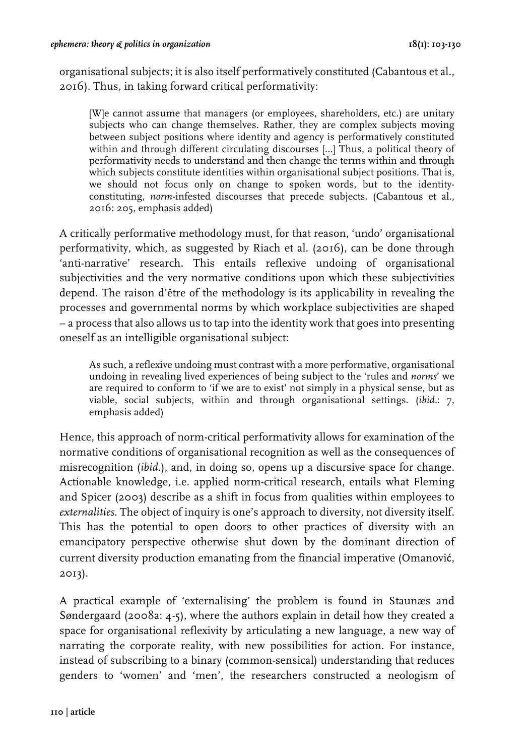organisational subjects; it is also itself performatively constituted (Cabantous et al., 2016). Thus, in taking forward critical performativity:

> [W]e cannot assume that managers (or employees, shareholders, etc.) are unitary subjects who can change themselves. Rather, they are complex subjects moving between subject positions where identity and agency is performatively constituted within and through different circulating discourses [...] Thus, a political theory of performativity needs to understand and then change the terms within and through which subjects constitute identities within organisational subject positions. That is, we should not focus only on change to spoken words, but to the identity-constituting, *norm*-infested discourses that precede subjects. (Cabantous et al., 2016: 205, emphasis added)

A critically performative methodology must, for that reason, 'undo' organisational performativity, which, as suggested by Riach et al. (2016), can be done through 'anti-narrative' research. This entails reflexive undoing of organisational subjectivities and the very normative conditions upon which these subjectivities depend. The raison d'être of the methodology is its applicability in revealing the processes and governmental norms by which workplace subjectivities are shaped – a process that also allows us to tap into the identity work that goes into presenting oneself as an intelligible organisational subject:

> As such, a reflexive undoing must contrast with a more performative, organisational undoing in revealing lived experiences of being subject to the 'rules and *norms*' we are required to conform to 'if we are to exist' not simply in a physical sense, but as viable, social subjects, within and through organisational settings. (*ibid*.: 7, emphasis added)

Hence, this approach of norm-critical performativity allows for examination of the normative conditions of organisational recognition as well as the consequences of misrecognition (*ibid*.), and, in doing so, opens up a discursive space for change. Actionable knowledge, i.e. applied norm-critical research, entails what Fleming and Spicer (2003) describe as a shift in focus from qualities within employees to *externalities*. The object of inquiry is one's approach to diversity, not diversity itself. This has the potential to open doors to other practices of diversity with an emancipatory perspective otherwise shut down by the dominant direction of current diversity production emanating from the financial imperative (Omanović, 2013).

A practical example of 'externalising' the problem is found in Staunæs and Søndergaard (2008a: 4-5), where the authors explain in detail how they created a space for organisational reflexivity by articulating a new language, a new way of narrating the corporate reality, with new possibilities for action. For instance, instead of subscribing to a binary (common-sensical) understanding that reduces genders to 'women' and 'men', the researchers constructed a neologism of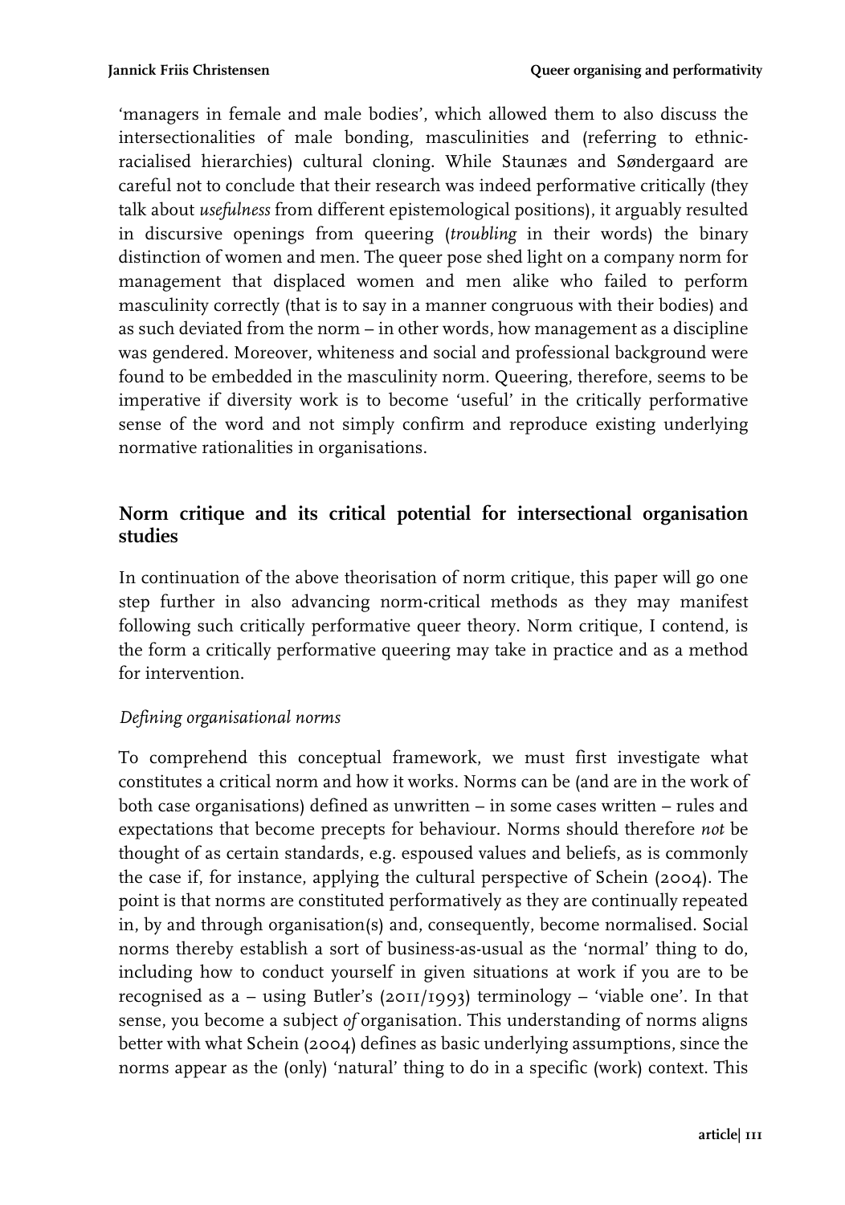'managers in female and male bodies', which allowed them to also discuss the intersectionalities of male bonding, masculinities and (referring to ethnic-racialised hierarchies) cultural cloning. While Staunæs and Søndergaard are careful not to conclude that their research was indeed performative critically (they talk about *usefulness* from different epistemological positions), it arguably resulted in discursive openings from queering (*troubling* in their words) the binary distinction of women and men. The queer pose shed light on a company norm for management that displaced women and men alike who failed to perform masculinity correctly (that is to say in a manner congruous with their bodies) and as such deviated from the norm – in other words, how management as a discipline was gendered. Moreover, whiteness and social and professional background were found to be embedded in the masculinity norm. Queering, therefore, seems to be imperative if diversity work is to become 'useful' in the critically performative sense of the word and not simply confirm and reproduce existing underlying normative rationalities in organisations.

## Norm critique and its critical potential for intersectional organisation studies

In continuation of the above theorisation of norm critique, this paper will go one step further in also advancing norm-critical methods as they may manifest following such critically performative queer theory. Norm critique, I contend, is the form a critically performative queering may take in practice and as a method for intervention.

### *Defining organisational norms*

To comprehend this conceptual framework, we must first investigate what constitutes a critical norm and how it works. Norms can be (and are in the work of both case organisations) defined as unwritten – in some cases written – rules and expectations that become precepts for behaviour. Norms should therefore *not* be thought of as certain standards, e.g. espoused values and beliefs, as is commonly the case if, for instance, applying the cultural perspective of Schein (2004). The point is that norms are constituted performatively as they are continually repeated in, by and through organisation(s) and, consequently, become normalised. Social norms thereby establish a sort of business-as-usual as the 'normal' thing to do, including how to conduct yourself in given situations at work if you are to be recognised as a – using Butler's (2011/1993) terminology – 'viable one'. In that sense, you become a subject *of* organisation. This understanding of norms aligns better with what Schein (2004) defines as basic underlying assumptions, since the norms appear as the (only) 'natural' thing to do in a specific (work) context. This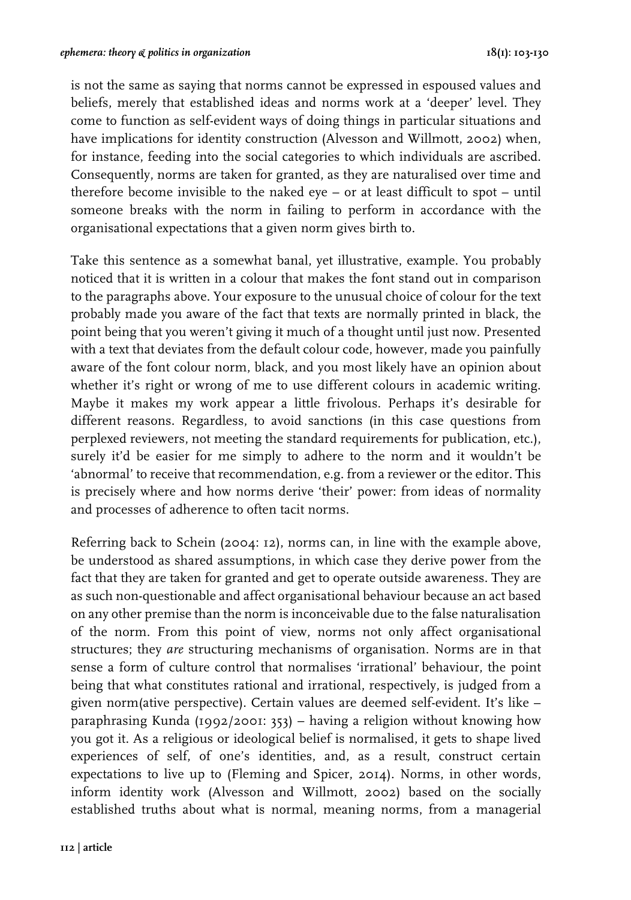is not the same as saying that norms cannot be expressed in espoused values and beliefs, merely that established ideas and norms work at a 'deeper' level. They come to function as self-evident ways of doing things in particular situations and have implications for identity construction (Alvesson and Willmott, 2002) when, for instance, feeding into the social categories to which individuals are ascribed. Consequently, norms are taken for granted, as they are naturalised over time and therefore become invisible to the naked eye – or at least difficult to spot – until someone breaks with the norm in failing to perform in accordance with the organisational expectations that a given norm gives birth to.

Take this sentence as a somewhat banal, yet illustrative, example. You probably noticed that it is written in a colour that makes the font stand out in comparison to the paragraphs above. Your exposure to the unusual choice of colour for the text probably made you aware of the fact that texts are normally printed in black, the point being that you weren't giving it much of a thought until just now. Presented with a text that deviates from the default colour code, however, made you painfully aware of the font colour norm, black, and you most likely have an opinion about whether it's right or wrong of me to use different colours in academic writing. Maybe it makes my work appear a little frivolous. Perhaps it's desirable for different reasons. Regardless, to avoid sanctions (in this case questions from perplexed reviewers, not meeting the standard requirements for publication, etc.), surely it'd be easier for me simply to adhere to the norm and it wouldn't be 'abnormal' to receive that recommendation, e.g. from a reviewer or the editor. This is precisely where and how norms derive 'their' power: from ideas of normality and processes of adherence to often tacit norms.

Referring back to Schein (2004: 12), norms can, in line with the example above, be understood as shared assumptions, in which case they derive power from the fact that they are taken for granted and get to operate outside awareness. They are as such non-questionable and affect organisational behaviour because an act based on any other premise than the norm is inconceivable due to the false naturalisation of the norm. From this point of view, norms not only affect organisational structures; they *are* structuring mechanisms of organisation. Norms are in that sense a form of culture control that normalises 'irrational' behaviour, the point being that what constitutes rational and irrational, respectively, is judged from a given norm(ative perspective). Certain values are deemed self-evident. It's like – paraphrasing Kunda (1992/2001: 353) – having a religion without knowing how you got it. As a religious or ideological belief is normalised, it gets to shape lived experiences of self, of one's identities, and, as a result, construct certain expectations to live up to (Fleming and Spicer, 2014). Norms, in other words, inform identity work (Alvesson and Willmott, 2002) based on the socially established truths about what is normal, meaning norms, from a managerial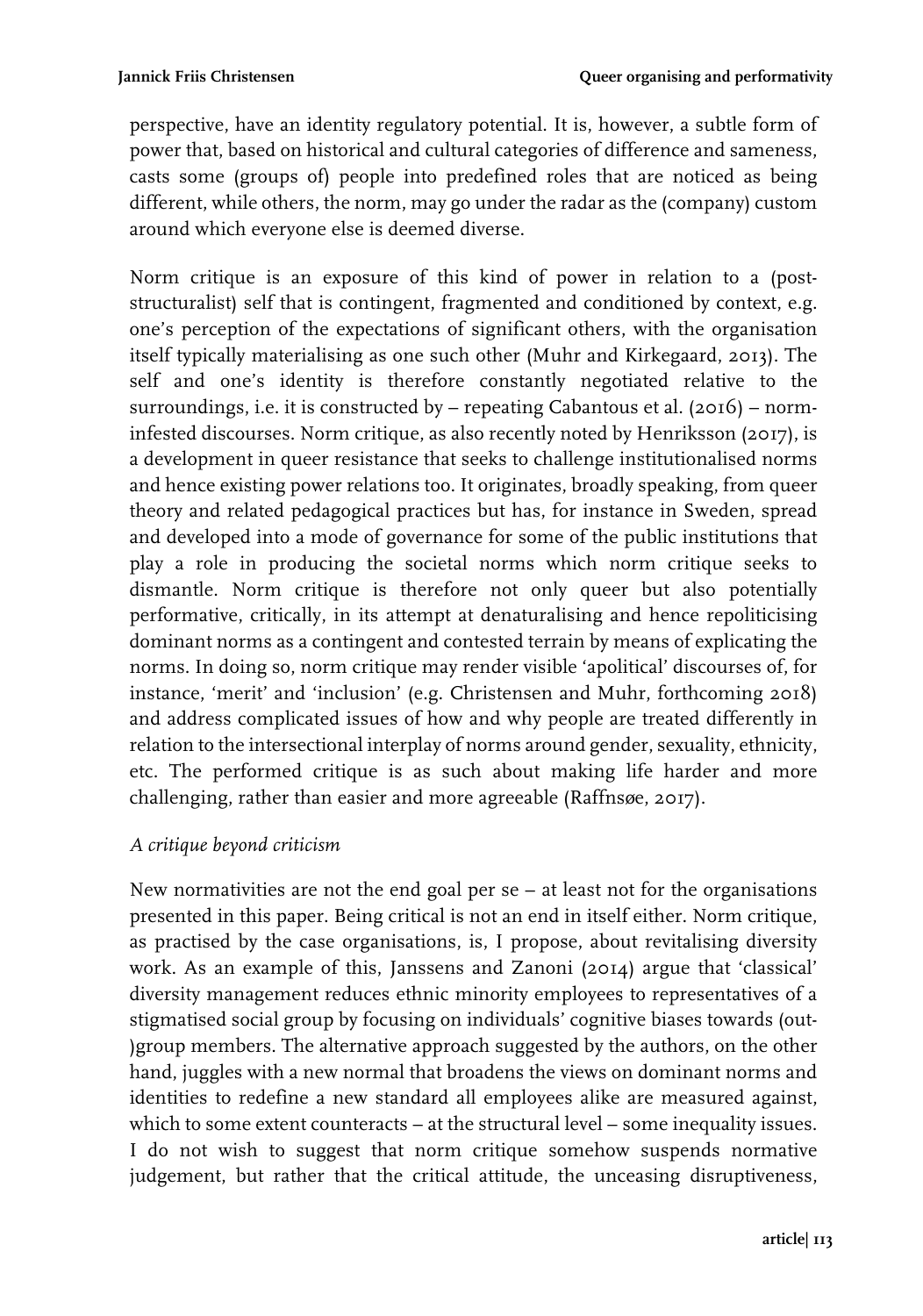perspective, have an identity regulatory potential. It is, however, a subtle form of power that, based on historical and cultural categories of difference and sameness, casts some (groups of) people into predefined roles that are noticed as being different, while others, the norm, may go under the radar as the (company) custom around which everyone else is deemed diverse.

Norm critique is an exposure of this kind of power in relation to a (post-structuralist) self that is contingent, fragmented and conditioned by context, e.g. one's perception of the expectations of significant others, with the organisation itself typically materialising as one such other (Muhr and Kirkegaard, 2013). The self and one's identity is therefore constantly negotiated relative to the surroundings, i.e. it is constructed by – repeating Cabantous et al. (2016) – norm-infested discourses. Norm critique, as also recently noted by Henriksson (2017), is a development in queer resistance that seeks to challenge institutionalised norms and hence existing power relations too. It originates, broadly speaking, from queer theory and related pedagogical practices but has, for instance in Sweden, spread and developed into a mode of governance for some of the public institutions that play a role in producing the societal norms which norm critique seeks to dismantle. Norm critique is therefore not only queer but also potentially performative, critically, in its attempt at denaturalising and hence repoliticising dominant norms as a contingent and contested terrain by means of explicating the norms. In doing so, norm critique may render visible 'apolitical' discourses of, for instance, 'merit' and 'inclusion' (e.g. Christensen and Muhr, forthcoming 2018) and address complicated issues of how and why people are treated differently in relation to the intersectional interplay of norms around gender, sexuality, ethnicity, etc. The performed critique is as such about making life harder and more challenging, rather than easier and more agreeable (Raffnsøe, 2017).

### *A critique beyond criticism*

New normativities are not the end goal per se – at least not for the organisations presented in this paper. Being critical is not an end in itself either. Norm critique, as practised by the case organisations, is, I propose, about revitalising diversity work. As an example of this, Janssens and Zanoni (2014) argue that 'classical' diversity management reduces ethnic minority employees to representatives of a stigmatised social group by focusing on individuals' cognitive biases towards (out-)group members. The alternative approach suggested by the authors, on the other hand, juggles with a new normal that broadens the views on dominant norms and identities to redefine a new standard all employees alike are measured against, which to some extent counteracts – at the structural level – some inequality issues. I do not wish to suggest that norm critique somehow suspends normative judgement, but rather that the critical attitude, the unceasing disruptiveness,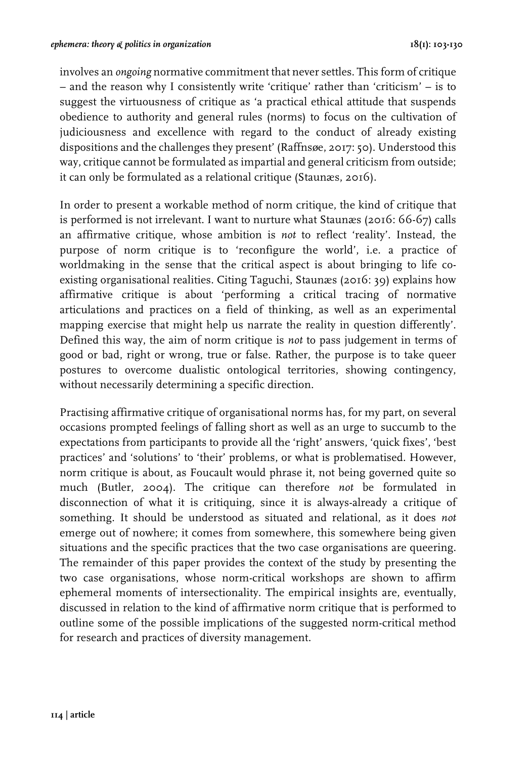involves an *ongoing* normative commitment that never settles. This form of critique – and the reason why I consistently write 'critique' rather than 'criticism' – is to suggest the virtuousness of critique as 'a practical ethical attitude that suspends obedience to authority and general rules (norms) to focus on the cultivation of judiciousness and excellence with regard to the conduct of already existing dispositions and the challenges they present' (Raffnsøe, 2017: 50). Understood this way, critique cannot be formulated as impartial and general criticism from outside; it can only be formulated as a relational critique (Staunæs, 2016).

In order to present a workable method of norm critique, the kind of critique that is performed is not irrelevant. I want to nurture what Staunæs (2016: 66-67) calls an affirmative critique, whose ambition is *not* to reflect 'reality'. Instead, the purpose of norm critique is to 'reconfigure the world', i.e. a practice of worldmaking in the sense that the critical aspect is about bringing to life co-existing organisational realities. Citing Taguchi, Staunæs (2016: 39) explains how affirmative critique is about 'performing a critical tracing of normative articulations and practices on a field of thinking, as well as an experimental mapping exercise that might help us narrate the reality in question differently'. Defined this way, the aim of norm critique is *not* to pass judgement in terms of good or bad, right or wrong, true or false. Rather, the purpose is to take queer postures to overcome dualistic ontological territories, showing contingency, without necessarily determining a specific direction.

Practising affirmative critique of organisational norms has, for my part, on several occasions prompted feelings of falling short as well as an urge to succumb to the expectations from participants to provide all the 'right' answers, 'quick fixes', 'best practices' and 'solutions' to 'their' problems, or what is problematised. However, norm critique is about, as Foucault would phrase it, not being governed quite so much (Butler, 2004). The critique can therefore *not* be formulated in disconnection of what it is critiquing, since it is always-already a critique of something. It should be understood as situated and relational, as it does *not* emerge out of nowhere; it comes from somewhere, this somewhere being given situations and the specific practices that the two case organisations are queering. The remainder of this paper provides the context of the study by presenting the two case organisations, whose norm-critical workshops are shown to affirm ephemeral moments of intersectionality. The empirical insights are, eventually, discussed in relation to the kind of affirmative norm critique that is performed to outline some of the possible implications of the suggested norm-critical method for research and practices of diversity management.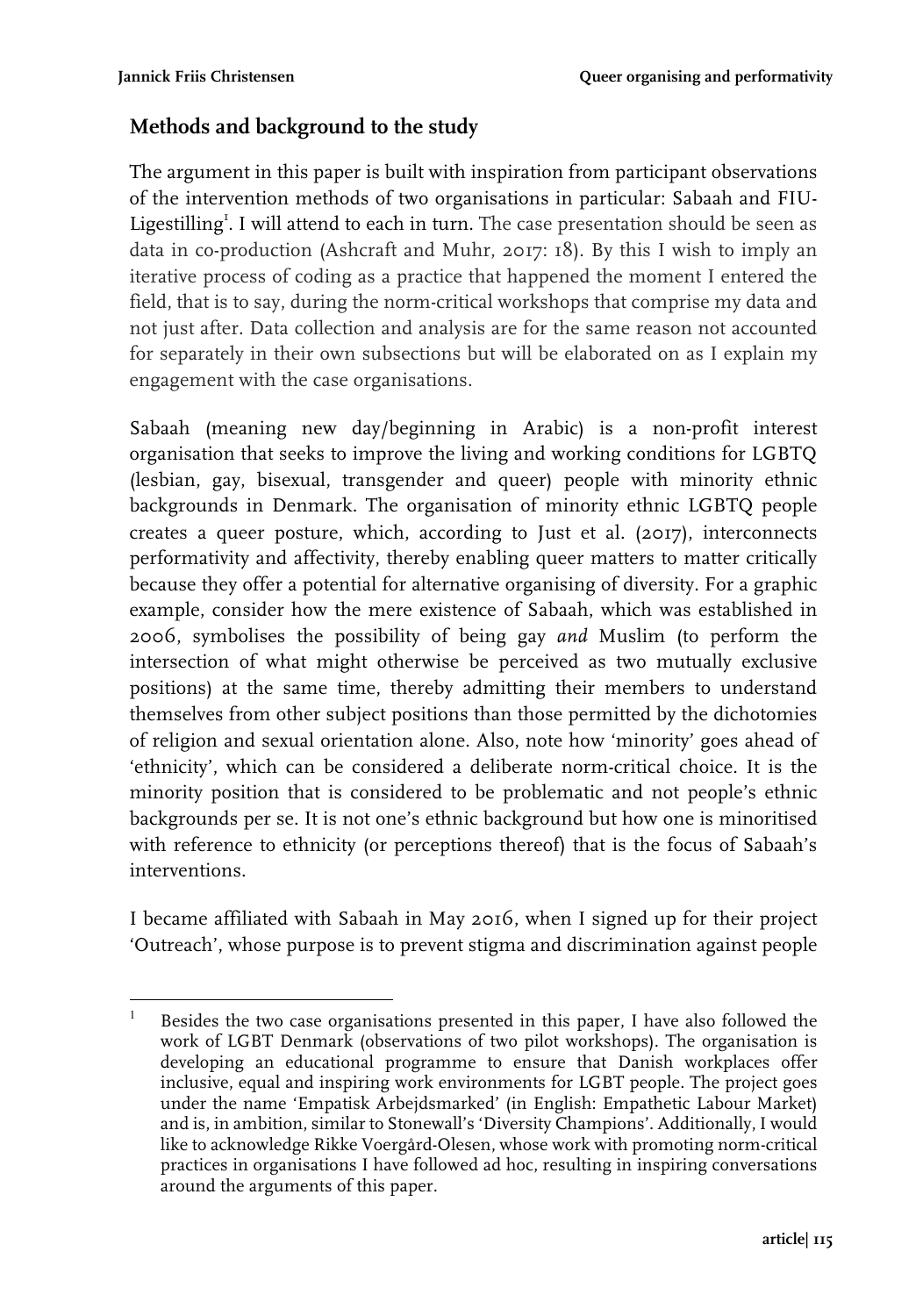## Methods and background to the study

The argument in this paper is built with inspiration from participant observations of the intervention methods of two organisations in particular: Sabaah and FIU-Ligestilling[1]. I will attend to each in turn. The case presentation should be seen as data in co-production (Ashcraft and Muhr, 2017: 18). By this I wish to imply an iterative process of coding as a practice that happened the moment I entered the field, that is to say, during the norm-critical workshops that comprise my data and not just after. Data collection and analysis are for the same reason not accounted for separately in their own subsections but will be elaborated on as I explain my engagement with the case organisations.

Sabaah (meaning new day/beginning in Arabic) is a non-profit interest organisation that seeks to improve the living and working conditions for LGBTQ (lesbian, gay, bisexual, transgender and queer) people with minority ethnic backgrounds in Denmark. The organisation of minority ethnic LGBTQ people creates a queer posture, which, according to Just et al. (2017), interconnects performativity and affectivity, thereby enabling queer matters to matter critically because they offer a potential for alternative organising of diversity. For a graphic example, consider how the mere existence of Sabaah, which was established in 2006, symbolises the possibility of being gay *and* Muslim (to perform the intersection of what might otherwise be perceived as two mutually exclusive positions) at the same time, thereby admitting their members to understand themselves from other subject positions than those permitted by the dichotomies of religion and sexual orientation alone. Also, note how 'minority' goes ahead of 'ethnicity', which can be considered a deliberate norm-critical choice. It is the minority position that is considered to be problematic and not people's ethnic backgrounds per se. It is not one's ethnic background but how one is minoritised with reference to ethnicity (or perceptions thereof) that is the focus of Sabaah's interventions.

I became affiliated with Sabaah in May 2016, when I signed up for their project 'Outreach', whose purpose is to prevent stigma and discrimination against people

[1] Besides the two case organisations presented in this paper, I have also followed the work of LGBT Denmark (observations of two pilot workshops). The organisation is developing an educational programme to ensure that Danish workplaces offer inclusive, equal and inspiring work environments for LGBT people. The project goes under the name 'Empatisk Arbejdsmarked' (in English: Empathetic Labour Market) and is, in ambition, similar to Stonewall's 'Diversity Champions'. Additionally, I would like to acknowledge Rikke Voergård-Olesen, whose work with promoting norm-critical practices in organisations I have followed ad hoc, resulting in inspiring conversations around the arguments of this paper.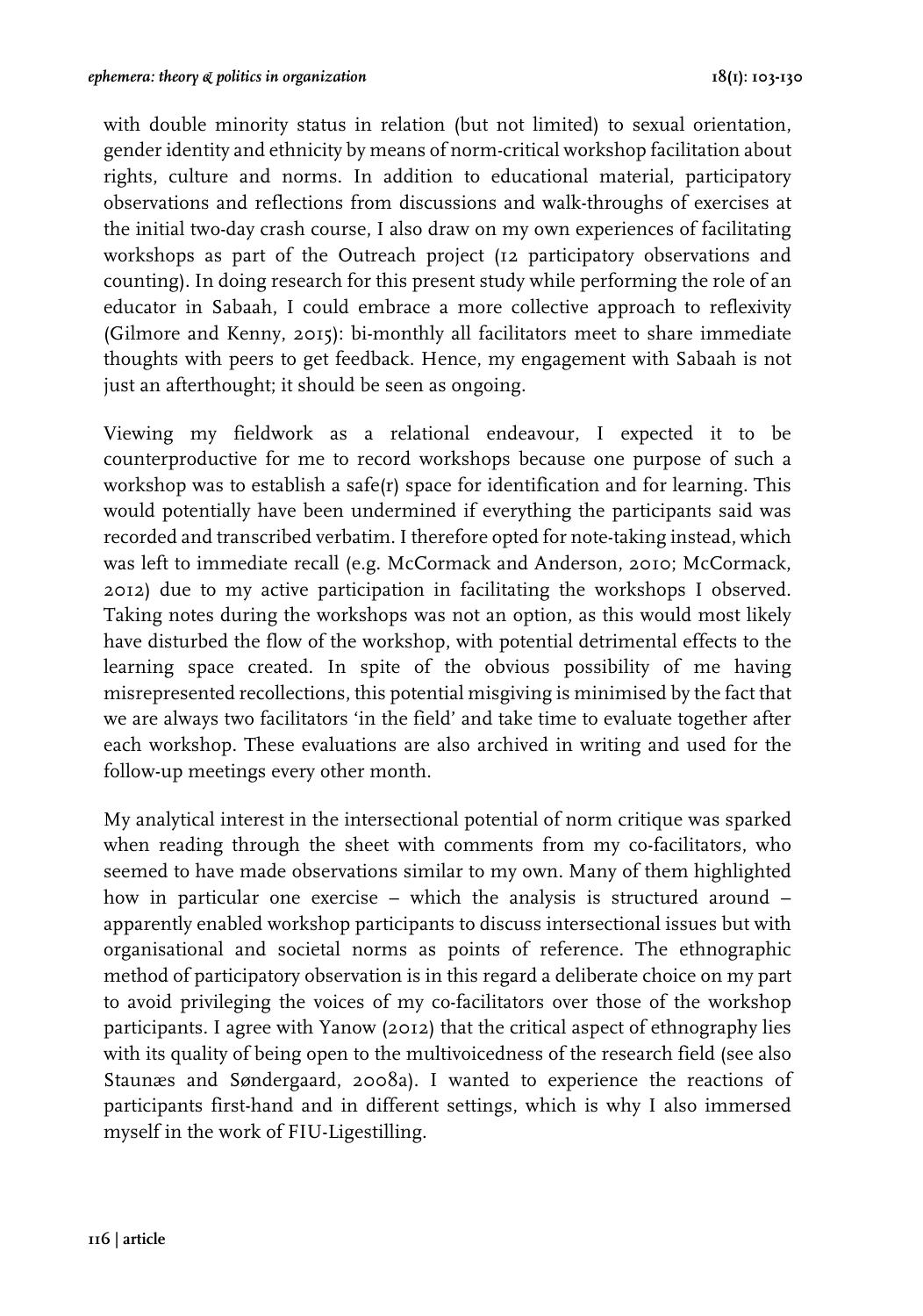with double minority status in relation (but not limited) to sexual orientation, gender identity and ethnicity by means of norm-critical workshop facilitation about rights, culture and norms. In addition to educational material, participatory observations and reflections from discussions and walk-throughs of exercises at the initial two-day crash course, I also draw on my own experiences of facilitating workshops as part of the Outreach project (12 participatory observations and counting). In doing research for this present study while performing the role of an educator in Sabaah, I could embrace a more collective approach to reflexivity (Gilmore and Kenny, 2015): bi-monthly all facilitators meet to share immediate thoughts with peers to get feedback. Hence, my engagement with Sabaah is not just an afterthought; it should be seen as ongoing.

Viewing my fieldwork as a relational endeavour, I expected it to be counterproductive for me to record workshops because one purpose of such a workshop was to establish a safe(r) space for identification and for learning. This would potentially have been undermined if everything the participants said was recorded and transcribed verbatim. I therefore opted for note-taking instead, which was left to immediate recall (e.g. McCormack and Anderson, 2010; McCormack, 2012) due to my active participation in facilitating the workshops I observed. Taking notes during the workshops was not an option, as this would most likely have disturbed the flow of the workshop, with potential detrimental effects to the learning space created. In spite of the obvious possibility of me having misrepresented recollections, this potential misgiving is minimised by the fact that we are always two facilitators 'in the field' and take time to evaluate together after each workshop. These evaluations are also archived in writing and used for the follow-up meetings every other month.

My analytical interest in the intersectional potential of norm critique was sparked when reading through the sheet with comments from my co-facilitators, who seemed to have made observations similar to my own. Many of them highlighted how in particular one exercise – which the analysis is structured around – apparently enabled workshop participants to discuss intersectional issues but with organisational and societal norms as points of reference. The ethnographic method of participatory observation is in this regard a deliberate choice on my part to avoid privileging the voices of my co-facilitators over those of the workshop participants. I agree with Yanow (2012) that the critical aspect of ethnography lies with its quality of being open to the multivoicedness of the research field (see also Staunæs and Søndergaard, 2008a). I wanted to experience the reactions of participants first-hand and in different settings, which is why I also immersed myself in the work of FIU-Ligestilling.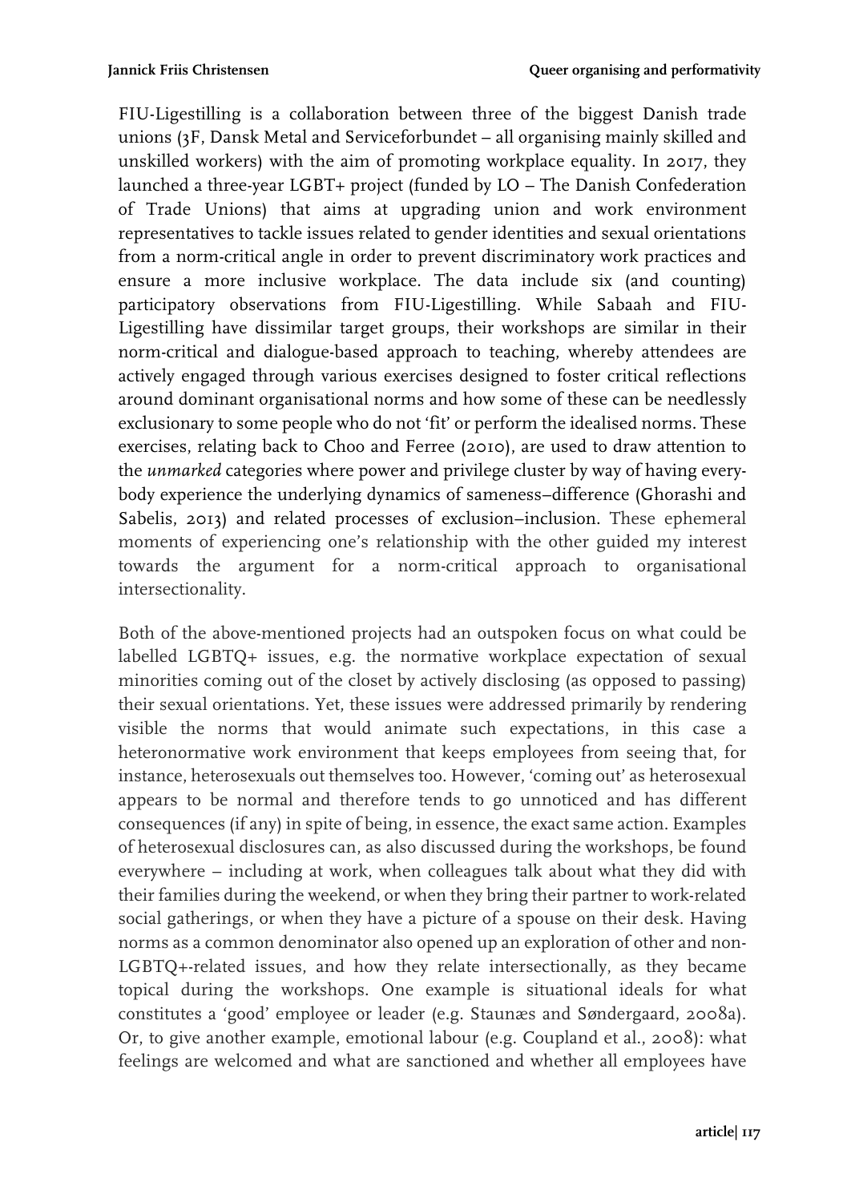FIU-Ligestilling is a collaboration between three of the biggest Danish trade unions (3F, Dansk Metal and Serviceforbundet – all organising mainly skilled and unskilled workers) with the aim of promoting workplace equality. In 2017, they launched a three-year LGBT+ project (funded by LO – The Danish Confederation of Trade Unions) that aims at upgrading union and work environment representatives to tackle issues related to gender identities and sexual orientations from a norm-critical angle in order to prevent discriminatory work practices and ensure a more inclusive workplace. The data include six (and counting) participatory observations from FIU-Ligestilling. While Sabaah and FIU-Ligestilling have dissimilar target groups, their workshops are similar in their norm-critical and dialogue-based approach to teaching, whereby attendees are actively engaged through various exercises designed to foster critical reflections around dominant organisational norms and how some of these can be needlessly exclusionary to some people who do not 'fit' or perform the idealised norms. These exercises, relating back to Choo and Ferree (2010), are used to draw attention to the *unmarked* categories where power and privilege cluster by way of having everybody experience the underlying dynamics of sameness–difference (Ghorashi and Sabelis, 2013) and related processes of exclusion–inclusion. These ephemeral moments of experiencing one's relationship with the other guided my interest towards the argument for a norm-critical approach to organisational intersectionality.

Both of the above-mentioned projects had an outspoken focus on what could be labelled LGBTQ+ issues, e.g. the normative workplace expectation of sexual minorities coming out of the closet by actively disclosing (as opposed to passing) their sexual orientations. Yet, these issues were addressed primarily by rendering visible the norms that would animate such expectations, in this case a heteronormative work environment that keeps employees from seeing that, for instance, heterosexuals out themselves too. However, 'coming out' as heterosexual appears to be normal and therefore tends to go unnoticed and has different consequences (if any) in spite of being, in essence, the exact same action. Examples of heterosexual disclosures can, as also discussed during the workshops, be found everywhere – including at work, when colleagues talk about what they did with their families during the weekend, or when they bring their partner to work-related social gatherings, or when they have a picture of a spouse on their desk. Having norms as a common denominator also opened up an exploration of other and non-LGBTQ+-related issues, and how they relate intersectionally, as they became topical during the workshops. One example is situational ideals for what constitutes a 'good' employee or leader (e.g. Staunæs and Søndergaard, 2008a). Or, to give another example, emotional labour (e.g. Coupland et al., 2008): what feelings are welcomed and what are sanctioned and whether all employees have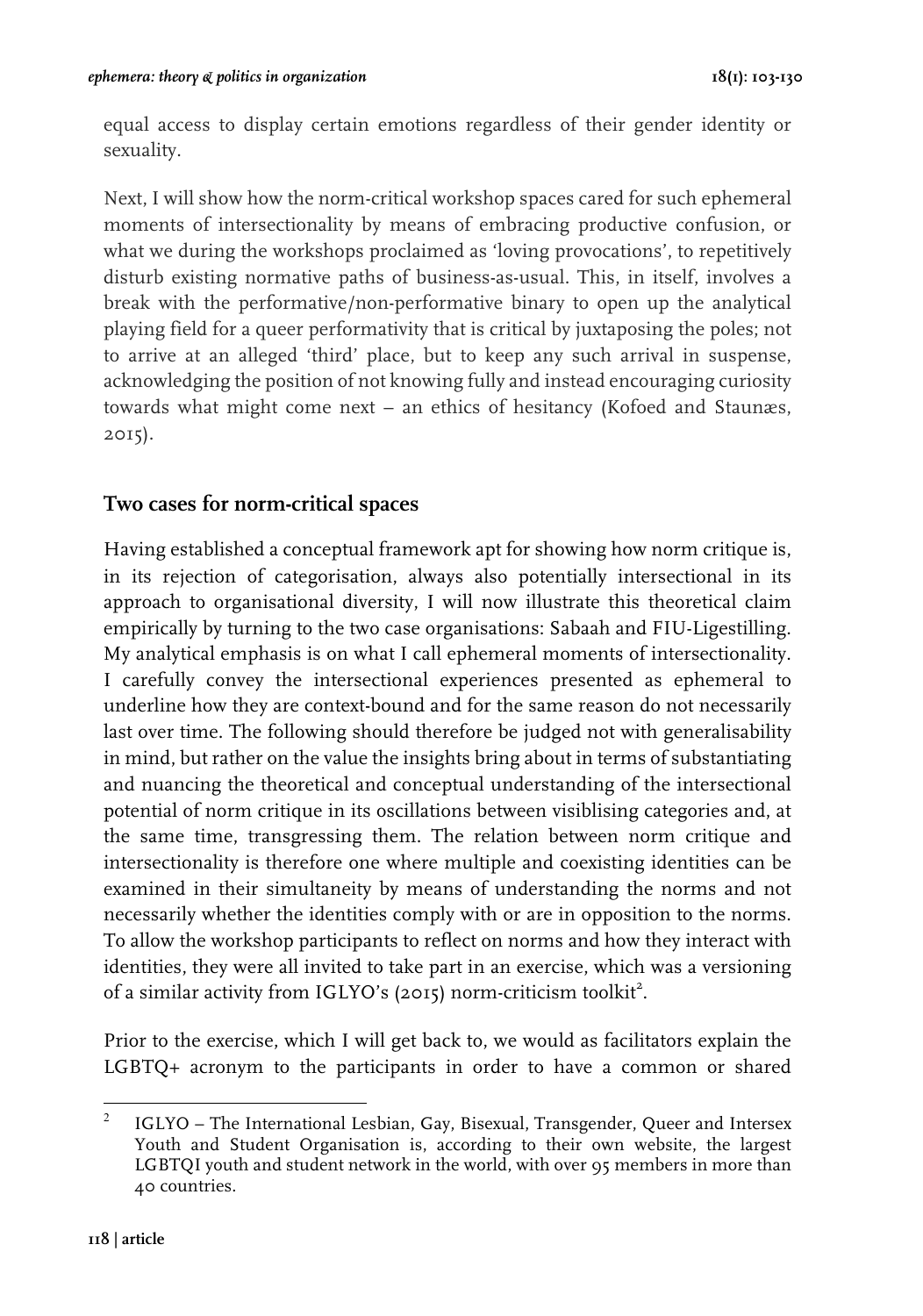equal access to display certain emotions regardless of their gender identity or sexuality.

Next, I will show how the norm-critical workshop spaces cared for such ephemeral moments of intersectionality by means of embracing productive confusion, or what we during the workshops proclaimed as 'loving provocations', to repetitively disturb existing normative paths of business-as-usual. This, in itself, involves a break with the performative/non-performative binary to open up the analytical playing field for a queer performativity that is critical by juxtaposing the poles; not to arrive at an alleged 'third' place, but to keep any such arrival in suspense, acknowledging the position of not knowing fully and instead encouraging curiosity towards what might come next – an ethics of hesitancy (Kofoed and Staunæs, 2015).

## Two cases for norm-critical spaces

Having established a conceptual framework apt for showing how norm critique is, in its rejection of categorisation, always also potentially intersectional in its approach to organisational diversity, I will now illustrate this theoretical claim empirically by turning to the two case organisations: Sabaah and FIU-Ligestilling. My analytical emphasis is on what I call ephemeral moments of intersectionality. I carefully convey the intersectional experiences presented as ephemeral to underline how they are context-bound and for the same reason do not necessarily last over time. The following should therefore be judged not with generalisability in mind, but rather on the value the insights bring about in terms of substantiating and nuancing the theoretical and conceptual understanding of the intersectional potential of norm critique in its oscillations between visiblising categories and, at the same time, transgressing them. The relation between norm critique and intersectionality is therefore one where multiple and coexisting identities can be examined in their simultaneity by means of understanding the norms and not necessarily whether the identities comply with or are in opposition to the norms. To allow the workshop participants to reflect on norms and how they interact with identities, they were all invited to take part in an exercise, which was a versioning of a similar activity from IGLYO's (2015) norm-criticism toolkit[2].

Prior to the exercise, which I will get back to, we would as facilitators explain the LGBTQ+ acronym to the participants in order to have a common or shared

[2] IGLYO – The International Lesbian, Gay, Bisexual, Transgender, Queer and Intersex Youth and Student Organisation is, according to their own website, the largest LGBTQI youth and student network in the world, with over 95 members in more than 40 countries.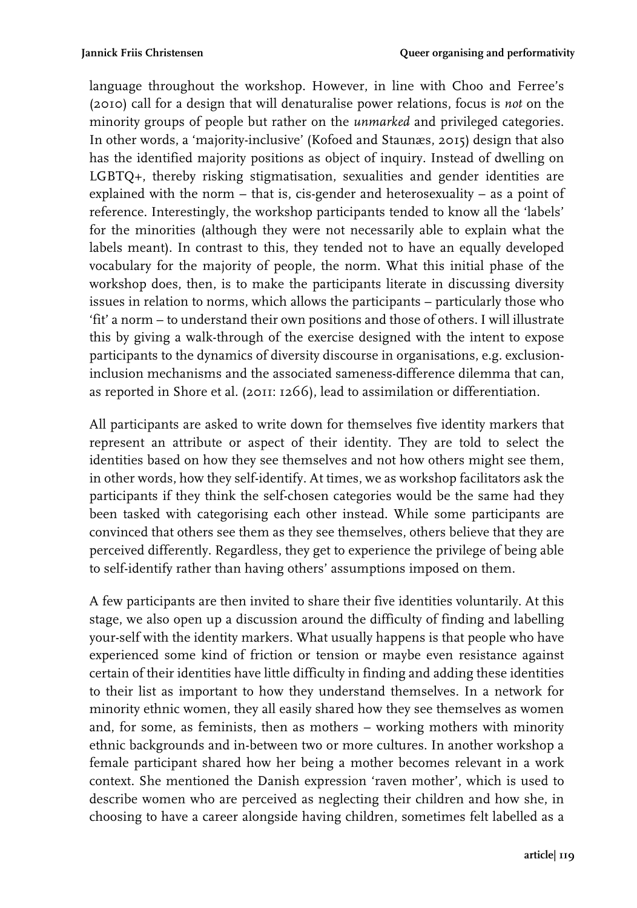language throughout the workshop. However, in line with Choo and Ferree's (2010) call for a design that will denaturalise power relations, focus is *not* on the minority groups of people but rather on the *unmarked* and privileged categories. In other words, a 'majority-inclusive' (Kofoed and Staunæs, 2015) design that also has the identified majority positions as object of inquiry. Instead of dwelling on LGBTQ+, thereby risking stigmatisation, sexualities and gender identities are explained with the norm – that is, cis-gender and heterosexuality – as a point of reference. Interestingly, the workshop participants tended to know all the 'labels' for the minorities (although they were not necessarily able to explain what the labels meant). In contrast to this, they tended not to have an equally developed vocabulary for the majority of people, the norm. What this initial phase of the workshop does, then, is to make the participants literate in discussing diversity issues in relation to norms, which allows the participants – particularly those who 'fit' a norm – to understand their own positions and those of others. I will illustrate this by giving a walk-through of the exercise designed with the intent to expose participants to the dynamics of diversity discourse in organisations, e.g. exclusion-inclusion mechanisms and the associated sameness-difference dilemma that can, as reported in Shore et al. (2011: 1266), lead to assimilation or differentiation.

All participants are asked to write down for themselves five identity markers that represent an attribute or aspect of their identity. They are told to select the identities based on how they see themselves and not how others might see them, in other words, how they self-identify. At times, we as workshop facilitators ask the participants if they think the self-chosen categories would be the same had they been tasked with categorising each other instead. While some participants are convinced that others see them as they see themselves, others believe that they are perceived differently. Regardless, they get to experience the privilege of being able to self-identify rather than having others' assumptions imposed on them.

A few participants are then invited to share their five identities voluntarily. At this stage, we also open up a discussion around the difficulty of finding and labelling your-self with the identity markers. What usually happens is that people who have experienced some kind of friction or tension or maybe even resistance against certain of their identities have little difficulty in finding and adding these identities to their list as important to how they understand themselves. In a network for minority ethnic women, they all easily shared how they see themselves as women and, for some, as feminists, then as mothers – working mothers with minority ethnic backgrounds and in-between two or more cultures. In another workshop a female participant shared how her being a mother becomes relevant in a work context. She mentioned the Danish expression 'raven mother', which is used to describe women who are perceived as neglecting their children and how she, in choosing to have a career alongside having children, sometimes felt labelled as a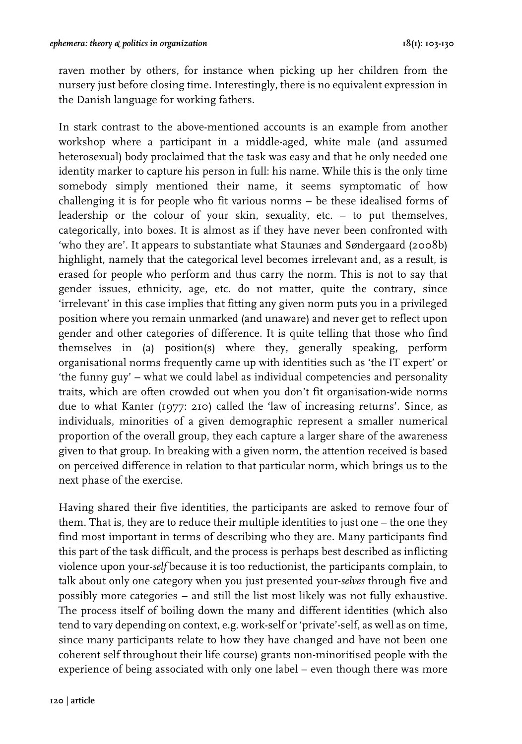raven mother by others, for instance when picking up her children from the nursery just before closing time. Interestingly, there is no equivalent expression in the Danish language for working fathers.

In stark contrast to the above-mentioned accounts is an example from another workshop where a participant in a middle-aged, white male (and assumed heterosexual) body proclaimed that the task was easy and that he only needed one identity marker to capture his person in full: his name. While this is the only time somebody simply mentioned their name, it seems symptomatic of how challenging it is for people who fit various norms – be these idealised forms of leadership or the colour of your skin, sexuality, etc. – to put themselves, categorically, into boxes. It is almost as if they have never been confronted with 'who they are'. It appears to substantiate what Staunæs and Søndergaard (2008b) highlight, namely that the categorical level becomes irrelevant and, as a result, is erased for people who perform and thus carry the norm. This is not to say that gender issues, ethnicity, age, etc. do not matter, quite the contrary, since 'irrelevant' in this case implies that fitting any given norm puts you in a privileged position where you remain unmarked (and unaware) and never get to reflect upon gender and other categories of difference. It is quite telling that those who find themselves in (a) position(s) where they, generally speaking, perform organisational norms frequently came up with identities such as 'the IT expert' or 'the funny guy' – what we could label as individual competencies and personality traits, which are often crowded out when you don't fit organisation-wide norms due to what Kanter (1977: 210) called the 'law of increasing returns'. Since, as individuals, minorities of a given demographic represent a smaller numerical proportion of the overall group, they each capture a larger share of the awareness given to that group. In breaking with a given norm, the attention received is based on perceived difference in relation to that particular norm, which brings us to the next phase of the exercise.

Having shared their five identities, the participants are asked to remove four of them. That is, they are to reduce their multiple identities to just one – the one they find most important in terms of describing who they are. Many participants find this part of the task difficult, and the process is perhaps best described as inflicting violence upon your-*self* because it is too reductionist, the participants complain, to talk about only one category when you just presented your-*selves* through five and possibly more categories – and still the list most likely was not fully exhaustive. The process itself of boiling down the many and different identities (which also tend to vary depending on context, e.g. work-self or 'private'-self, as well as on time, since many participants relate to how they have changed and have not been one coherent self throughout their life course) grants non-minoritised people with the experience of being associated with only one label – even though there was more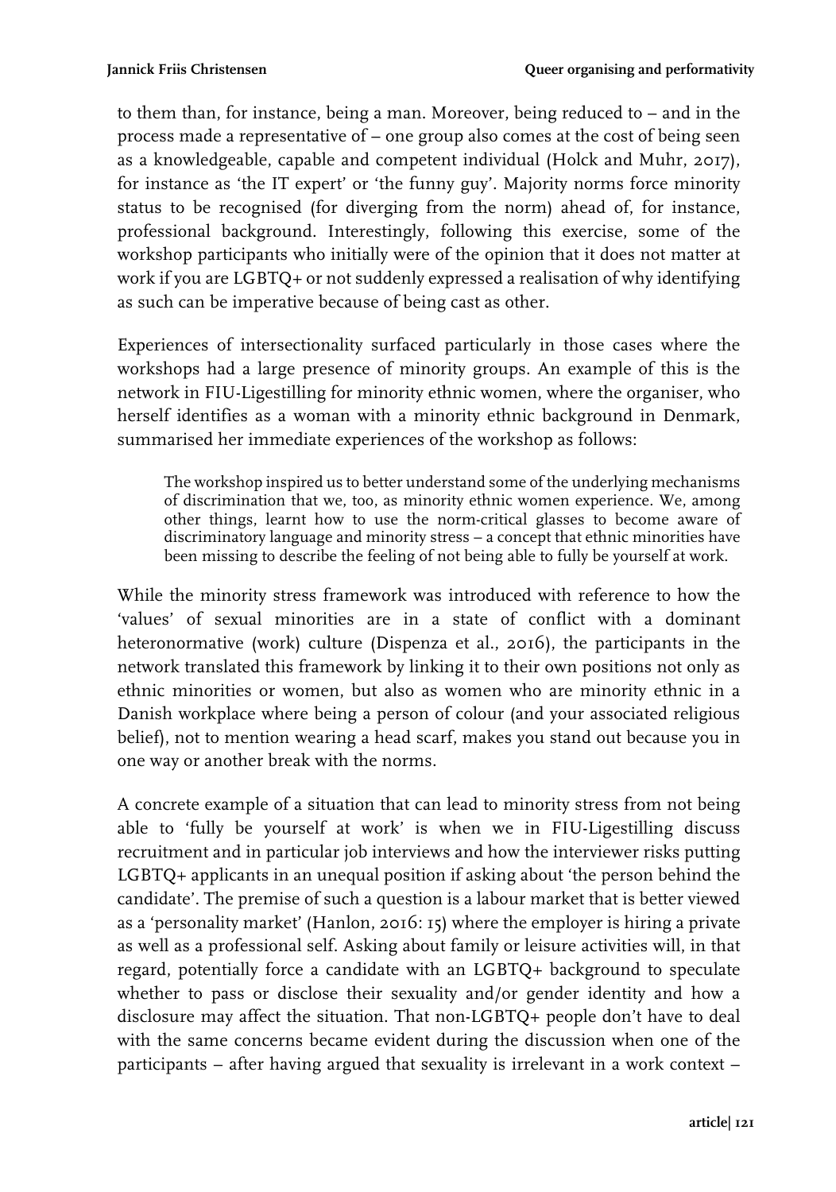to them than, for instance, being a man. Moreover, being reduced to – and in the process made a representative of – one group also comes at the cost of being seen as a knowledgeable, capable and competent individual (Holck and Muhr, 2017), for instance as 'the IT expert' or 'the funny guy'. Majority norms force minority status to be recognised (for diverging from the norm) ahead of, for instance, professional background. Interestingly, following this exercise, some of the workshop participants who initially were of the opinion that it does not matter at work if you are LGBTQ+ or not suddenly expressed a realisation of why identifying as such can be imperative because of being cast as other.

Experiences of intersectionality surfaced particularly in those cases where the workshops had a large presence of minority groups. An example of this is the network in FIU-Ligestilling for minority ethnic women, where the organiser, who herself identifies as a woman with a minority ethnic background in Denmark, summarised her immediate experiences of the workshop as follows:

> The workshop inspired us to better understand some of the underlying mechanisms of discrimination that we, too, as minority ethnic women experience. We, among other things, learnt how to use the norm-critical glasses to become aware of discriminatory language and minority stress – a concept that ethnic minorities have been missing to describe the feeling of not being able to fully be yourself at work.

While the minority stress framework was introduced with reference to how the 'values' of sexual minorities are in a state of conflict with a dominant heteronormative (work) culture (Dispenza et al., 2016), the participants in the network translated this framework by linking it to their own positions not only as ethnic minorities or women, but also as women who are minority ethnic in a Danish workplace where being a person of colour (and your associated religious belief), not to mention wearing a head scarf, makes you stand out because you in one way or another break with the norms.

A concrete example of a situation that can lead to minority stress from not being able to 'fully be yourself at work' is when we in FIU-Ligestilling discuss recruitment and in particular job interviews and how the interviewer risks putting LGBTQ+ applicants in an unequal position if asking about 'the person behind the candidate'. The premise of such a question is a labour market that is better viewed as a 'personality market' (Hanlon, 2016: 15) where the employer is hiring a private as well as a professional self. Asking about family or leisure activities will, in that regard, potentially force a candidate with an LGBTQ+ background to speculate whether to pass or disclose their sexuality and/or gender identity and how a disclosure may affect the situation. That non-LGBTQ+ people don't have to deal with the same concerns became evident during the discussion when one of the participants – after having argued that sexuality is irrelevant in a work context –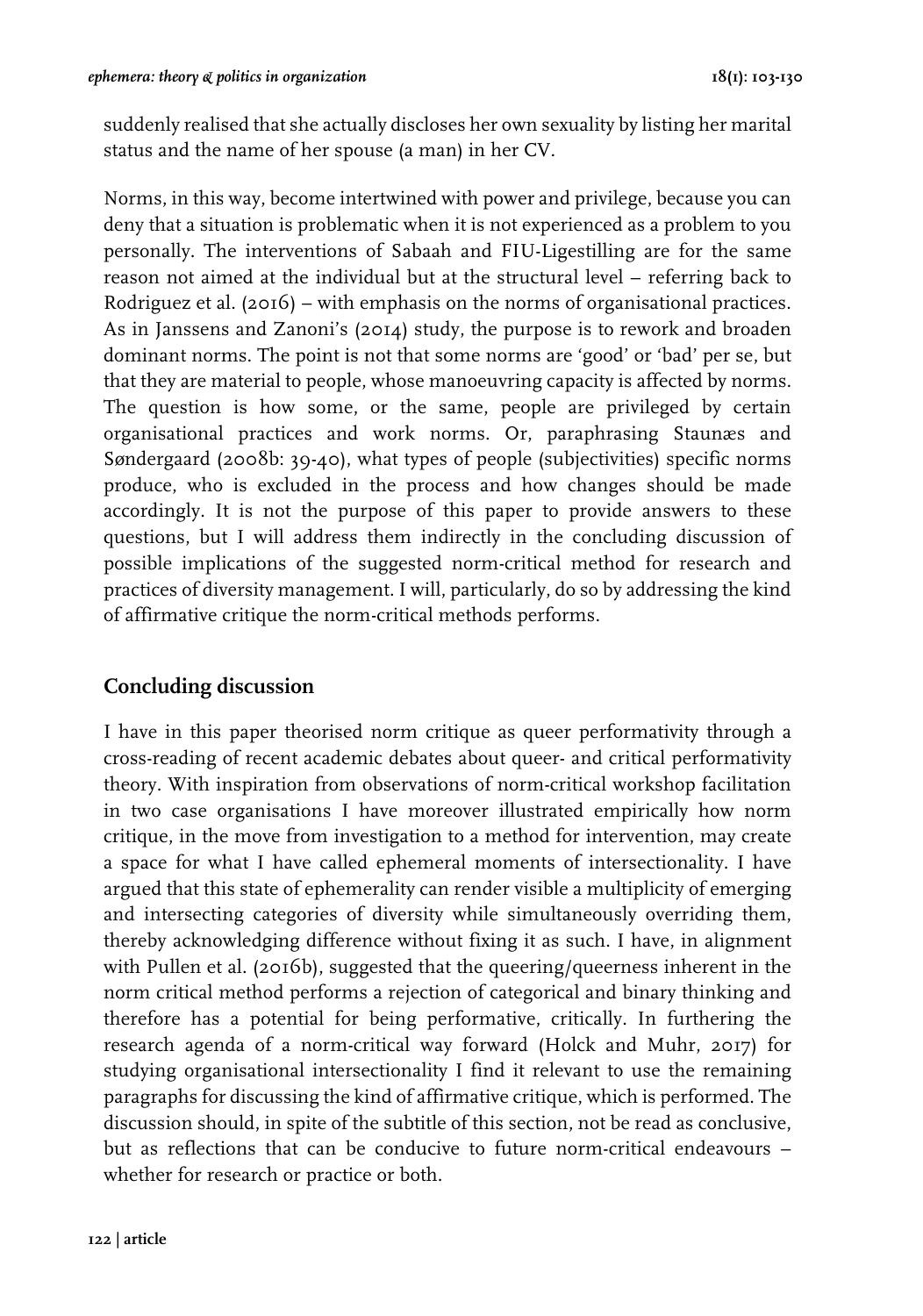suddenly realised that she actually discloses her own sexuality by listing her marital status and the name of her spouse (a man) in her CV.

Norms, in this way, become intertwined with power and privilege, because you can deny that a situation is problematic when it is not experienced as a problem to you personally. The interventions of Sabaah and FIU-Ligestilling are for the same reason not aimed at the individual but at the structural level – referring back to Rodriguez et al. (2016) – with emphasis on the norms of organisational practices. As in Janssens and Zanoni's (2014) study, the purpose is to rework and broaden dominant norms. The point is not that some norms are 'good' or 'bad' per se, but that they are material to people, whose manoeuvring capacity is affected by norms. The question is how some, or the same, people are privileged by certain organisational practices and work norms. Or, paraphrasing Staunæs and Søndergaard (2008b: 39-40), what types of people (subjectivities) specific norms produce, who is excluded in the process and how changes should be made accordingly. It is not the purpose of this paper to provide answers to these questions, but I will address them indirectly in the concluding discussion of possible implications of the suggested norm-critical method for research and practices of diversity management. I will, particularly, do so by addressing the kind of affirmative critique the norm-critical methods performs.

## Concluding discussion

I have in this paper theorised norm critique as queer performativity through a cross-reading of recent academic debates about queer- and critical performativity theory. With inspiration from observations of norm-critical workshop facilitation in two case organisations I have moreover illustrated empirically how norm critique, in the move from investigation to a method for intervention, may create a space for what I have called ephemeral moments of intersectionality. I have argued that this state of ephemerality can render visible a multiplicity of emerging and intersecting categories of diversity while simultaneously overriding them, thereby acknowledging difference without fixing it as such. I have, in alignment with Pullen et al. (2016b), suggested that the queering/queerness inherent in the norm critical method performs a rejection of categorical and binary thinking and therefore has a potential for being performative, critically. In furthering the research agenda of a norm-critical way forward (Holck and Muhr, 2017) for studying organisational intersectionality I find it relevant to use the remaining paragraphs for discussing the kind of affirmative critique, which is performed. The discussion should, in spite of the subtitle of this section, not be read as conclusive, but as reflections that can be conducive to future norm-critical endeavours – whether for research or practice or both.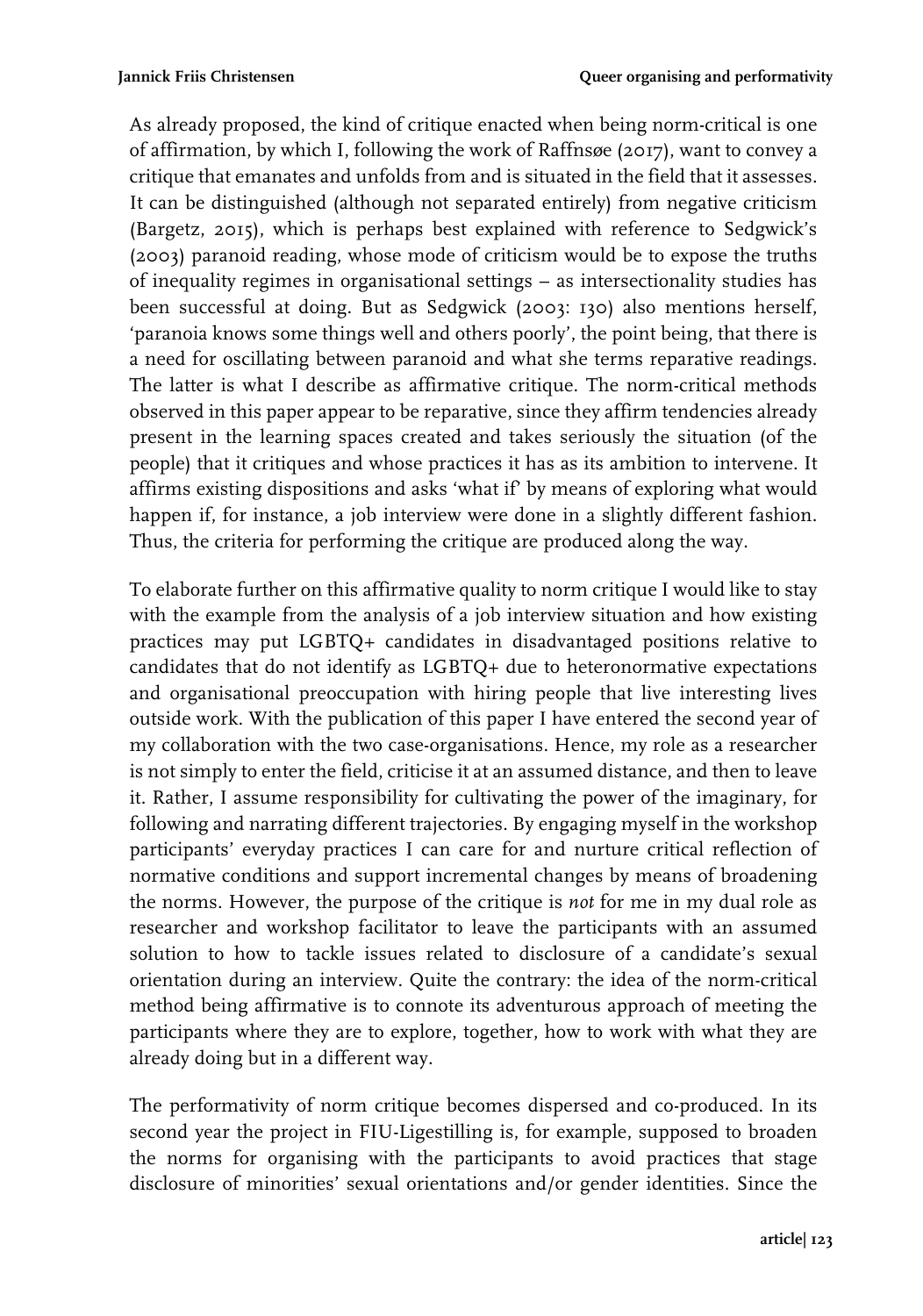As already proposed, the kind of critique enacted when being norm-critical is one of affirmation, by which I, following the work of Raffnsøe (2017), want to convey a critique that emanates and unfolds from and is situated in the field that it assesses. It can be distinguished (although not separated entirely) from negative criticism (Bargetz, 2015), which is perhaps best explained with reference to Sedgwick's (2003) paranoid reading, whose mode of criticism would be to expose the truths of inequality regimes in organisational settings – as intersectionality studies has been successful at doing. But as Sedgwick (2003: 130) also mentions herself, 'paranoia knows some things well and others poorly', the point being, that there is a need for oscillating between paranoid and what she terms reparative readings. The latter is what I describe as affirmative critique. The norm-critical methods observed in this paper appear to be reparative, since they affirm tendencies already present in the learning spaces created and takes seriously the situation (of the people) that it critiques and whose practices it has as its ambition to intervene. It affirms existing dispositions and asks 'what if' by means of exploring what would happen if, for instance, a job interview were done in a slightly different fashion. Thus, the criteria for performing the critique are produced along the way.

To elaborate further on this affirmative quality to norm critique I would like to stay with the example from the analysis of a job interview situation and how existing practices may put LGBTQ+ candidates in disadvantaged positions relative to candidates that do not identify as LGBTQ+ due to heteronormative expectations and organisational preoccupation with hiring people that live interesting lives outside work. With the publication of this paper I have entered the second year of my collaboration with the two case-organisations. Hence, my role as a researcher is not simply to enter the field, criticise it at an assumed distance, and then to leave it. Rather, I assume responsibility for cultivating the power of the imaginary, for following and narrating different trajectories. By engaging myself in the workshop participants' everyday practices I can care for and nurture critical reflection of normative conditions and support incremental changes by means of broadening the norms. However, the purpose of the critique is *not* for me in my dual role as researcher and workshop facilitator to leave the participants with an assumed solution to how to tackle issues related to disclosure of a candidate's sexual orientation during an interview. Quite the contrary: the idea of the norm-critical method being affirmative is to connote its adventurous approach of meeting the participants where they are to explore, together, how to work with what they are already doing but in a different way.

The performativity of norm critique becomes dispersed and co-produced. In its second year the project in FIU-Ligestilling is, for example, supposed to broaden the norms for organising with the participants to avoid practices that stage disclosure of minorities' sexual orientations and/or gender identities. Since the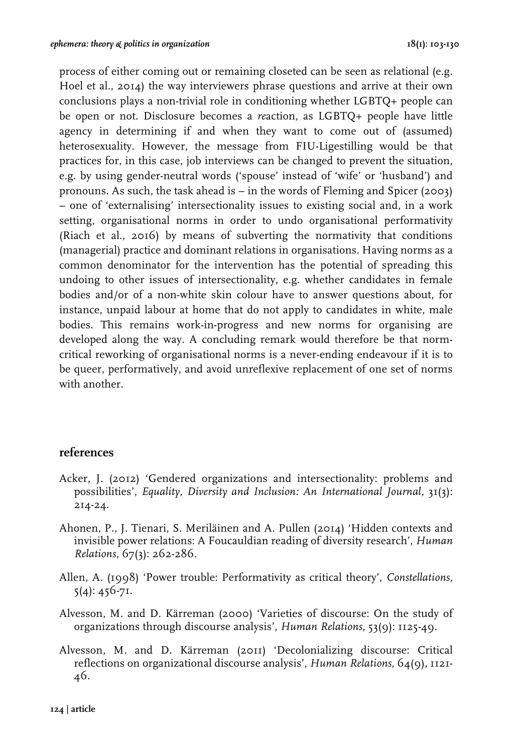process of either coming out or remaining closeted can be seen as relational (e.g. Hoel et al., 2014) the way interviewers phrase questions and arrive at their own conclusions plays a non-trivial role in conditioning whether LGBTQ+ people can be open or not. Disclosure becomes a *re*action, as LGBTQ+ people have little agency in determining if and when they want to come out of (assumed) heterosexuality. However, the message from FIU-Ligestilling would be that practices for, in this case, job interviews can be changed to prevent the situation, e.g. by using gender-neutral words ('spouse' instead of 'wife' or 'husband') and pronouns. As such, the task ahead is – in the words of Fleming and Spicer (2003) – one of 'externalising' intersectionality issues to existing social and, in a work setting, organisational norms in order to undo organisational performativity (Riach et al., 2016) by means of subverting the normativity that conditions (managerial) practice and dominant relations in organisations. Having norms as a common denominator for the intervention has the potential of spreading this undoing to other issues of intersectionality, e.g. whether candidates in female bodies and/or of a non-white skin colour have to answer questions about, for instance, unpaid labour at home that do not apply to candidates in white, male bodies. This remains work-in-progress and new norms for organising are developed along the way. A concluding remark would therefore be that norm-critical reworking of organisational norms is a never-ending endeavour if it is to be queer, performatively, and avoid unreflexive replacement of one set of norms with another.

## references

Acker, J. (2012) 'Gendered organizations and intersectionality: problems and possibilities', *Equality, Diversity and Inclusion: An International Journal*, 31(3): 214-24.

Ahonen, P., J. Tienari, S. Meriläinen and A. Pullen (2014) 'Hidden contexts and invisible power relations: A Foucauldian reading of diversity research', *Human Relations,* 67(3): 262-286.

Allen, A. (1998) 'Power trouble: Performativity as critical theory', *Constellations*, 5(4): 456-71.

Alvesson, M. and D. Kärreman (2000) 'Varieties of discourse: On the study of organizations through discourse analysis', *Human Relations*, 53(9): 1125-49.

Alvesson, M. and D. Kärreman (2011) 'Decolonializing discourse: Critical reflections on organizational discourse analysis', *Human Relations*, 64(9), 1121-46.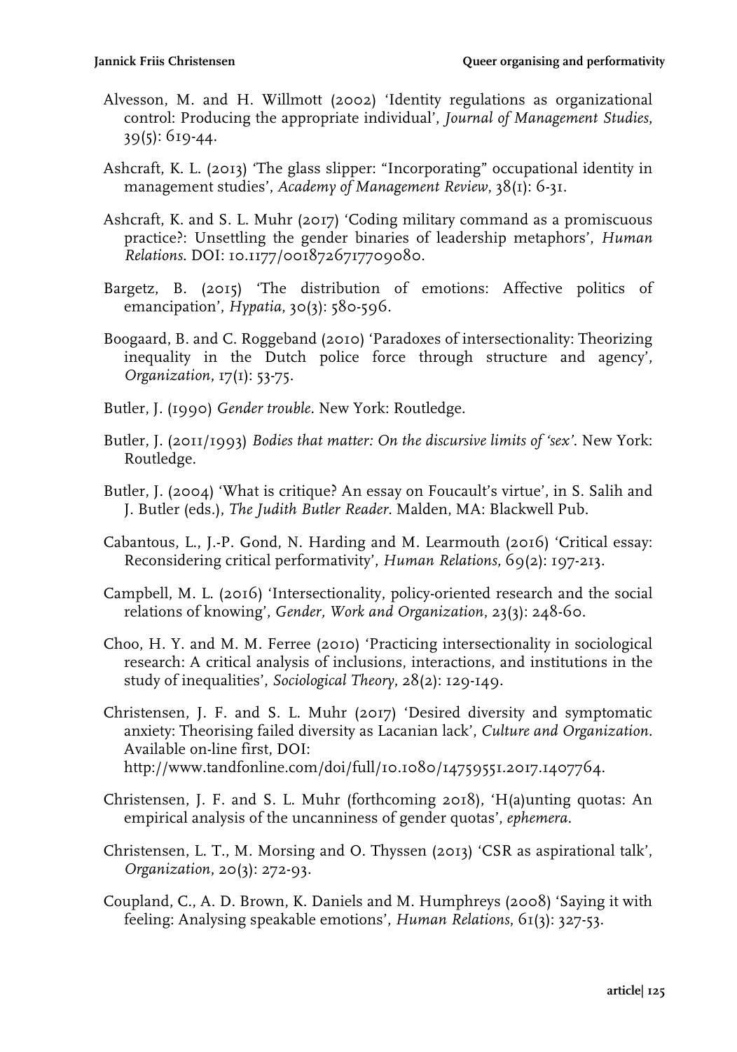Alvesson, M. and H. Willmott (2002) 'Identity regulations as organizational control: Producing the appropriate individual', *Journal of Management Studies*, 39(5): 619-44.

Ashcraft, K. L. (2013) 'The glass slipper: "Incorporating" occupational identity in management studies', *Academy of Management Review*, 38(1): 6-31.

Ashcraft, K. and S. L. Muhr (2017) 'Coding military command as a promiscuous practice?: Unsettling the gender binaries of leadership metaphors', *Human Relations*. DOI: 10.1177/0018726717709080.

Bargetz, B. (2015) 'The distribution of emotions: Affective politics of emancipation', *Hypatia*, 30(3): 580-596.

Boogaard, B. and C. Roggeband (2010) 'Paradoxes of intersectionality: Theorizing inequality in the Dutch police force through structure and agency', *Organization*, 17(1): 53-75.

Butler, J. (1990) *Gender trouble*. New York: Routledge.

Butler, J. (2011/1993) *Bodies that matter: On the discursive limits of 'sex'*. New York: Routledge.

Butler, J. (2004) 'What is critique? An essay on Foucault's virtue', in S. Salih and J. Butler (eds.), *The Judith Butler Reader*. Malden, MA: Blackwell Pub.

Cabantous, L., J.-P. Gond, N. Harding and M. Learmouth (2016) 'Critical essay: Reconsidering critical performativity', *Human Relations*, 69(2): 197-213.

Campbell, M. L. (2016) 'Intersectionality, policy-oriented research and the social relations of knowing', *Gender, Work and Organization*, 23(3): 248-60.

Choo, H. Y. and M. M. Ferree (2010) 'Practicing intersectionality in sociological research: A critical analysis of inclusions, interactions, and institutions in the study of inequalities', *Sociological Theory*, 28(2): 129-149.

Christensen, J. F. and S. L. Muhr (2017) 'Desired diversity and symptomatic anxiety: Theorising failed diversity as Lacanian lack', *Culture and Organization*. Available on-line first, DOI: http://www.tandfonline.com/doi/full/10.1080/14759551.2017.1407764.

Christensen, J. F. and S. L. Muhr (forthcoming 2018), 'H(a)unting quotas: An empirical analysis of the uncanniness of gender quotas', *ephemera*.

Christensen, L. T., M. Morsing and O. Thyssen (2013) 'CSR as aspirational talk', *Organization*, 20(3): 272-93.

Coupland, C., A. D. Brown, K. Daniels and M. Humphreys (2008) 'Saying it with feeling: Analysing speakable emotions', *Human Relations*, 61(3): 327-53.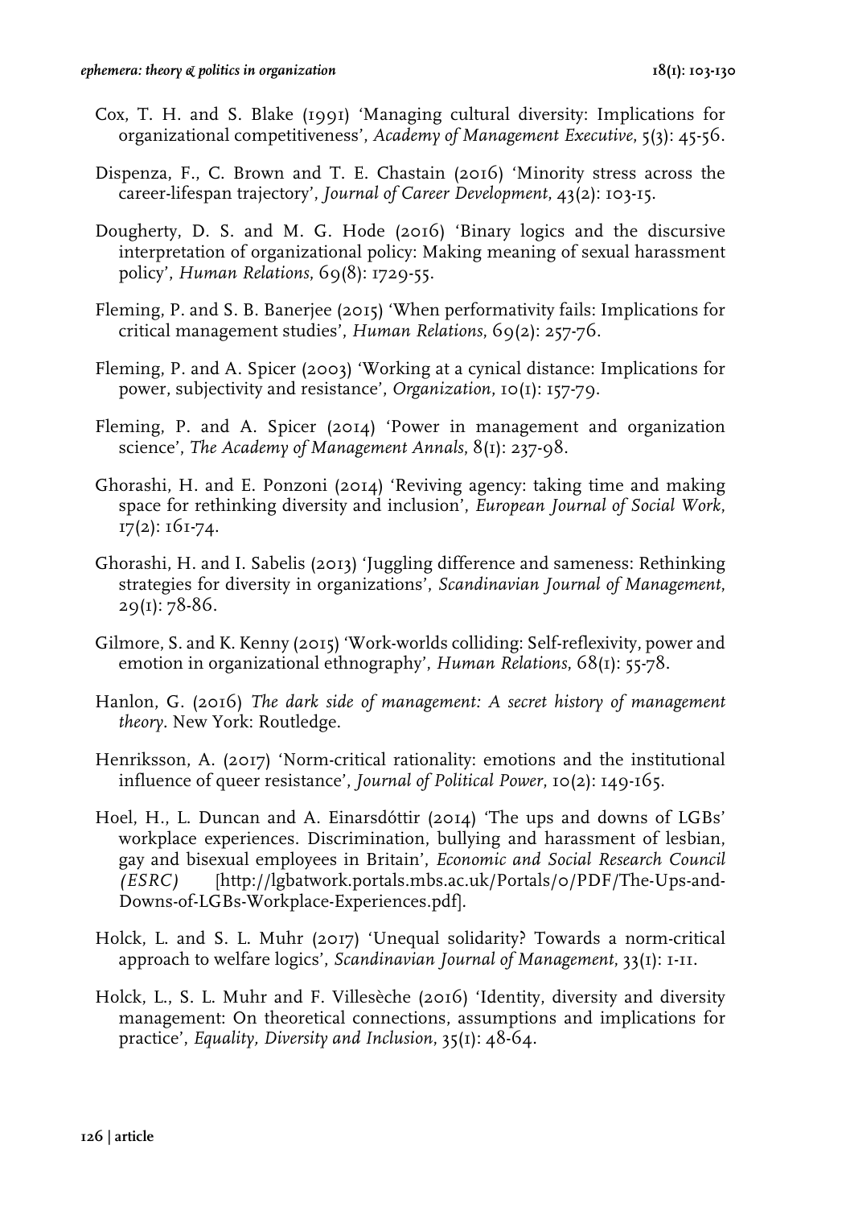Cox, T. H. and S. Blake (1991) 'Managing cultural diversity: Implications for organizational competitiveness', *Academy of Management Executive*, 5(3): 45-56.

Dispenza, F., C. Brown and T. E. Chastain (2016) 'Minority stress across the career-lifespan trajectory', *Journal of Career Development*, 43(2): 103-15.

Dougherty, D. S. and M. G. Hode (2016) 'Binary logics and the discursive interpretation of organizational policy: Making meaning of sexual harassment policy', *Human Relations*, 69(8): 1729-55.

Fleming, P. and S. B. Banerjee (2015) 'When performativity fails: Implications for critical management studies', *Human Relations*, 69(2): 257-76.

Fleming, P. and A. Spicer (2003) 'Working at a cynical distance: Implications for power, subjectivity and resistance', *Organization*, 10(1): 157-79.

Fleming, P. and A. Spicer (2014) 'Power in management and organization science', *The Academy of Management Annals*, 8(1): 237-98.

Ghorashi, H. and E. Ponzoni (2014) 'Reviving agency: taking time and making space for rethinking diversity and inclusion', *European Journal of Social Work*, 17(2): 161-74.

Ghorashi, H. and I. Sabelis (2013) 'Juggling difference and sameness: Rethinking strategies for diversity in organizations', *Scandinavian Journal of Management*, 29(1): 78-86.

Gilmore, S. and K. Kenny (2015) 'Work-worlds colliding: Self-reflexivity, power and emotion in organizational ethnography', *Human Relations*, 68(1): 55-78.

Hanlon, G. (2016) *The dark side of management: A secret history of management theory*. New York: Routledge.

Henriksson, A. (2017) 'Norm-critical rationality: emotions and the institutional influence of queer resistance', *Journal of Political Power*, 10(2): 149-165.

Hoel, H., L. Duncan and A. Einarsdóttir (2014) 'The ups and downs of LGBs' workplace experiences. Discrimination, bullying and harassment of lesbian, gay and bisexual employees in Britain', *Economic and Social Research Council (ESRC)* [http://lgbatwork.portals.mbs.ac.uk/Portals/0/PDF/The-Ups-and-Downs-of-LGBs-Workplace-Experiences.pdf].

Holck, L. and S. L. Muhr (2017) 'Unequal solidarity? Towards a norm-critical approach to welfare logics', *Scandinavian Journal of Management*, 33(1): 1-11.

Holck, L., S. L. Muhr and F. Villesèche (2016) 'Identity, diversity and diversity management: On theoretical connections, assumptions and implications for practice', *Equality, Diversity and Inclusion*, 35(1): 48-64.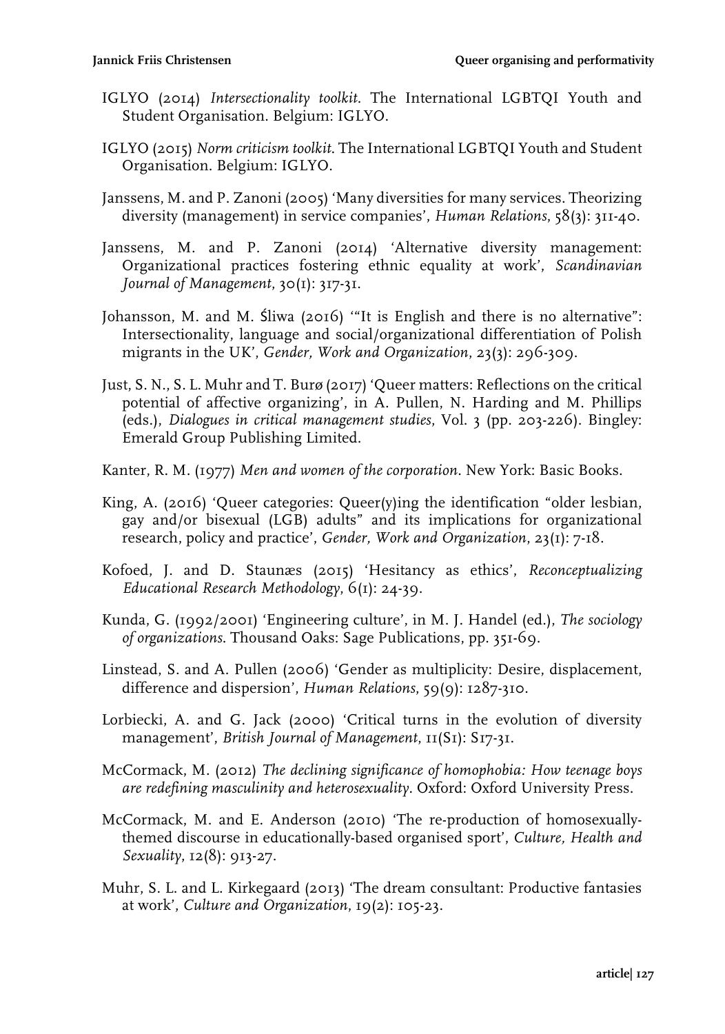IGLYO (2014) *Intersectionality toolkit*. The International LGBTQI Youth and Student Organisation. Belgium: IGLYO.

IGLYO (2015) *Norm criticism toolkit*. The International LGBTQI Youth and Student Organisation. Belgium: IGLYO.

Janssens, M. and P. Zanoni (2005) 'Many diversities for many services. Theorizing diversity (management) in service companies', *Human Relations*, 58(3): 311-40.

Janssens, M. and P. Zanoni (2014) 'Alternative diversity management: Organizational practices fostering ethnic equality at work', *Scandinavian Journal of Management*, 30(1): 317-31.

Johansson, M. and M. Śliwa (2016) '"It is English and there is no alternative": Intersectionality, language and social/organizational differentiation of Polish migrants in the UK', *Gender, Work and Organization*, 23(3): 296-309.

Just, S. N., S. L. Muhr and T. Burø (2017) 'Queer matters: Reflections on the critical potential of affective organizing', in A. Pullen, N. Harding and M. Phillips (eds.), *Dialogues in critical management studies*, Vol. 3 (pp. 203-226). Bingley: Emerald Group Publishing Limited.

Kanter, R. M. (1977) *Men and women of the corporation*. New York: Basic Books.

King, A. (2016) 'Queer categories: Queer(y)ing the identification "older lesbian, gay and/or bisexual (LGB) adults" and its implications for organizational research, policy and practice', *Gender, Work and Organization*, 23(1): 7-18.

Kofoed, J. and D. Staunæs (2015) 'Hesitancy as ethics', *Reconceptualizing Educational Research Methodology*, 6(1): 24-39.

Kunda, G. (1992/2001) 'Engineering culture', in M. J. Handel (ed.), *The sociology of organizations*. Thousand Oaks: Sage Publications, pp. 351-69.

Linstead, S. and A. Pullen (2006) 'Gender as multiplicity: Desire, displacement, difference and dispersion', *Human Relations*, 59(9): 1287-310.

Lorbiecki, A. and G. Jack (2000) 'Critical turns in the evolution of diversity management', *British Journal of Management*, 11(S1): S17-31.

McCormack, M. (2012) *The declining significance of homophobia: How teenage boys are redefining masculinity and heterosexuality*. Oxford: Oxford University Press.

McCormack, M. and E. Anderson (2010) 'The re-production of homosexually-themed discourse in educationally-based organised sport', *Culture, Health and Sexuality*, 12(8): 913-27.

Muhr, S. L. and L. Kirkegaard (2013) 'The dream consultant: Productive fantasies at work', *Culture and Organization*, 19(2): 105-23.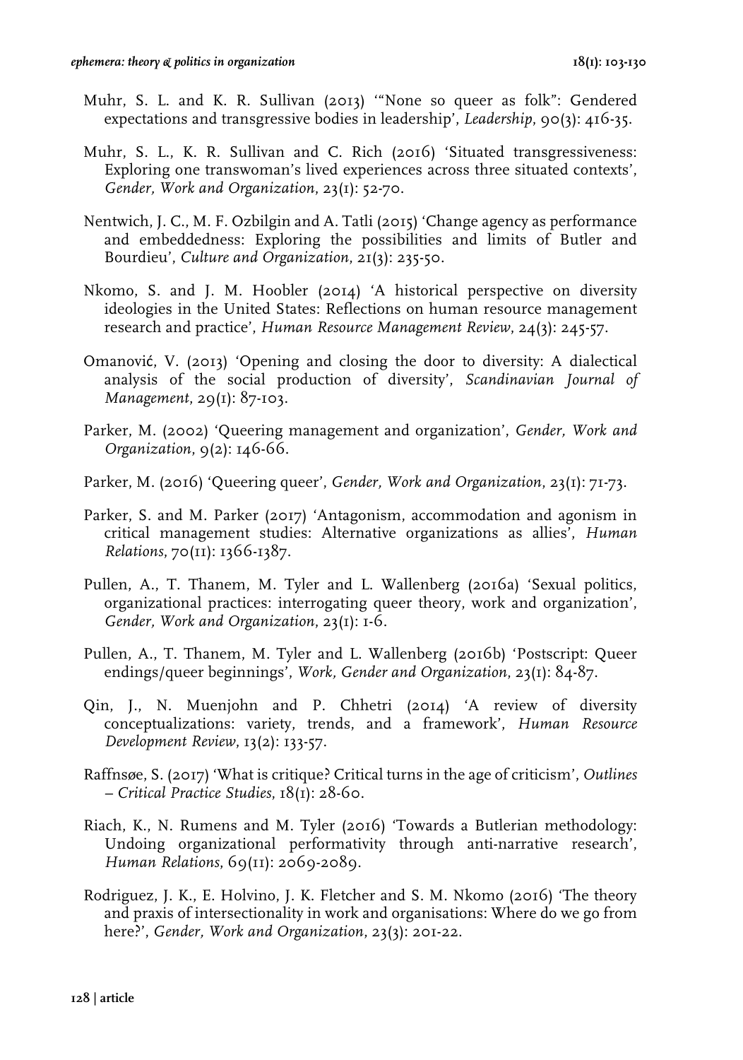Muhr, S. L. and K. R. Sullivan (2013) '"None so queer as folk": Gendered expectations and transgressive bodies in leadership', *Leadership*, 90(3): 416-35.

Muhr, S. L., K. R. Sullivan and C. Rich (2016) 'Situated transgressiveness: Exploring one transwoman's lived experiences across three situated contexts', *Gender, Work and Organization*, 23(1): 52-70.

Nentwich, J. C., M. F. Ozbilgin and A. Tatli (2015) 'Change agency as performance and embeddedness: Exploring the possibilities and limits of Butler and Bourdieu', *Culture and Organization*, 21(3): 235-50.

Nkomo, S. and J. M. Hoobler (2014) 'A historical perspective on diversity ideologies in the United States: Reflections on human resource management research and practice', *Human Resource Management Review*, 24(3): 245-57.

Omanović, V. (2013) 'Opening and closing the door to diversity: A dialectical analysis of the social production of diversity', *Scandinavian Journal of Management*, 29(1): 87-103.

Parker, M. (2002) 'Queering management and organization', *Gender, Work and Organization*, 9(2): 146-66.

Parker, M. (2016) 'Queering queer', *Gender, Work and Organization*, 23(1): 71-73.

Parker, S. and M. Parker (2017) 'Antagonism, accommodation and agonism in critical management studies: Alternative organizations as allies', *Human Relations*, 70(11): 1366-1387.

Pullen, A., T. Thanem, M. Tyler and L. Wallenberg (2016a) 'Sexual politics, organizational practices: interrogating queer theory, work and organization', *Gender, Work and Organization*, 23(1): 1-6.

Pullen, A., T. Thanem, M. Tyler and L. Wallenberg (2016b) 'Postscript: Queer endings/queer beginnings', *Work, Gender and Organization*, 23(1): 84-87.

Qin, J., N. Muenjohn and P. Chhetri (2014) 'A review of diversity conceptualizations: variety, trends, and a framework', *Human Resource Development Review*, 13(2): 133-57.

Raffnsøe, S. (2017) 'What is critique? Critical turns in the age of criticism', *Outlines – Critical Practice Studies*, 18(1): 28-60.

Riach, K., N. Rumens and M. Tyler (2016) 'Towards a Butlerian methodology: Undoing organizational performativity through anti-narrative research', *Human Relations*, 69(11): 2069-2089.

Rodriguez, J. K., E. Holvino, J. K. Fletcher and S. M. Nkomo (2016) 'The theory and praxis of intersectionality in work and organisations: Where do we go from here?', *Gender, Work and Organization*, 23(3): 201-22.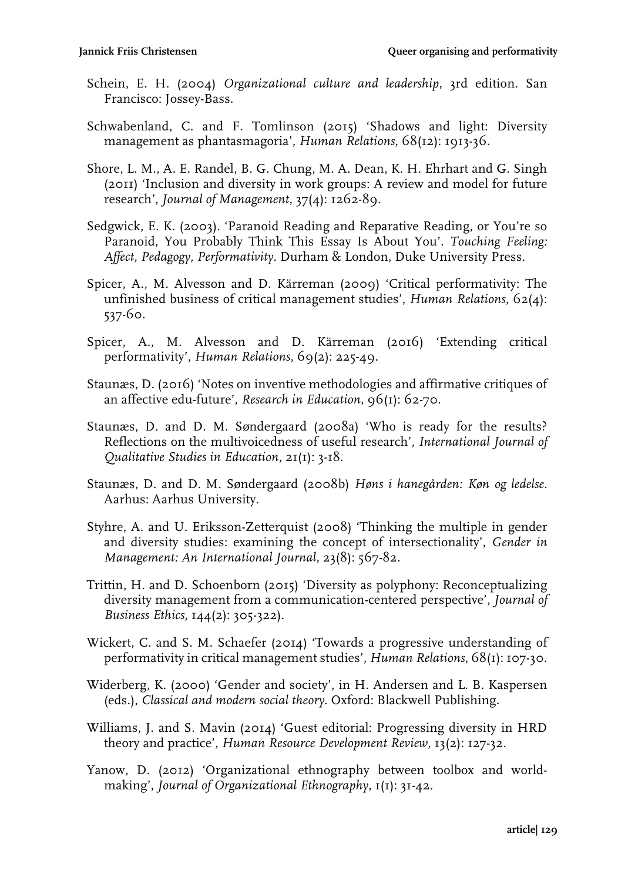Schein, E. H. (2004) *Organizational culture and leadership*, 3rd edition. San Francisco: Jossey-Bass.

Schwabenland, C. and F. Tomlinson (2015) 'Shadows and light: Diversity management as phantasmagoria', *Human Relations*, 68(12): 1913-36.

Shore, L. M., A. E. Randel, B. G. Chung, M. A. Dean, K. H. Ehrhart and G. Singh (2011) 'Inclusion and diversity in work groups: A review and model for future research', *Journal of Management*, 37(4): 1262-89.

Sedgwick, E. K. (2003). 'Paranoid Reading and Reparative Reading, or You're so Paranoid, You Probably Think This Essay Is About You'. *Touching Feeling: Affect, Pedagogy, Performativity*. Durham & London, Duke University Press.

Spicer, A., M. Alvesson and D. Kärreman (2009) 'Critical performativity: The unfinished business of critical management studies', *Human Relations*, 62(4): 537-60.

Spicer, A., M. Alvesson and D. Kärreman (2016) 'Extending critical performativity', *Human Relations*, 69(2): 225-49.

Staunæs, D. (2016) 'Notes on inventive methodologies and affirmative critiques of an affective edu-future', *Research in Education*, 96(1): 62-70.

Staunæs, D. and D. M. Søndergaard (2008a) 'Who is ready for the results? Reflections on the multivoicedness of useful research', *International Journal of Qualitative Studies in Education*, 21(1): 3-18.

Staunæs, D. and D. M. Søndergaard (2008b) *Høns i hanegården: Køn og ledelse*. Aarhus: Aarhus University.

Styhre, A. and U. Eriksson-Zetterquist (2008) 'Thinking the multiple in gender and diversity studies: examining the concept of intersectionality', *Gender in Management: An International Journal*, 23(8): 567-82.

Trittin, H. and D. Schoenborn (2015) 'Diversity as polyphony: Reconceptualizing diversity management from a communication-centered perspective', *Journal of Business Ethics*, 144(2): 305-322).

Wickert, C. and S. M. Schaefer (2014) 'Towards a progressive understanding of performativity in critical management studies', *Human Relations*, 68(1): 107-30.

Widerberg, K. (2000) 'Gender and society', in H. Andersen and L. B. Kaspersen (eds.), *Classical and modern social theory*. Oxford: Blackwell Publishing.

Williams, J. and S. Mavin (2014) 'Guest editorial: Progressing diversity in HRD theory and practice', *Human Resource Development Review*, 13(2): 127-32.

Yanow, D. (2012) 'Organizational ethnography between toolbox and world-making', *Journal of Organizational Ethnography*, 1(1): 31-42.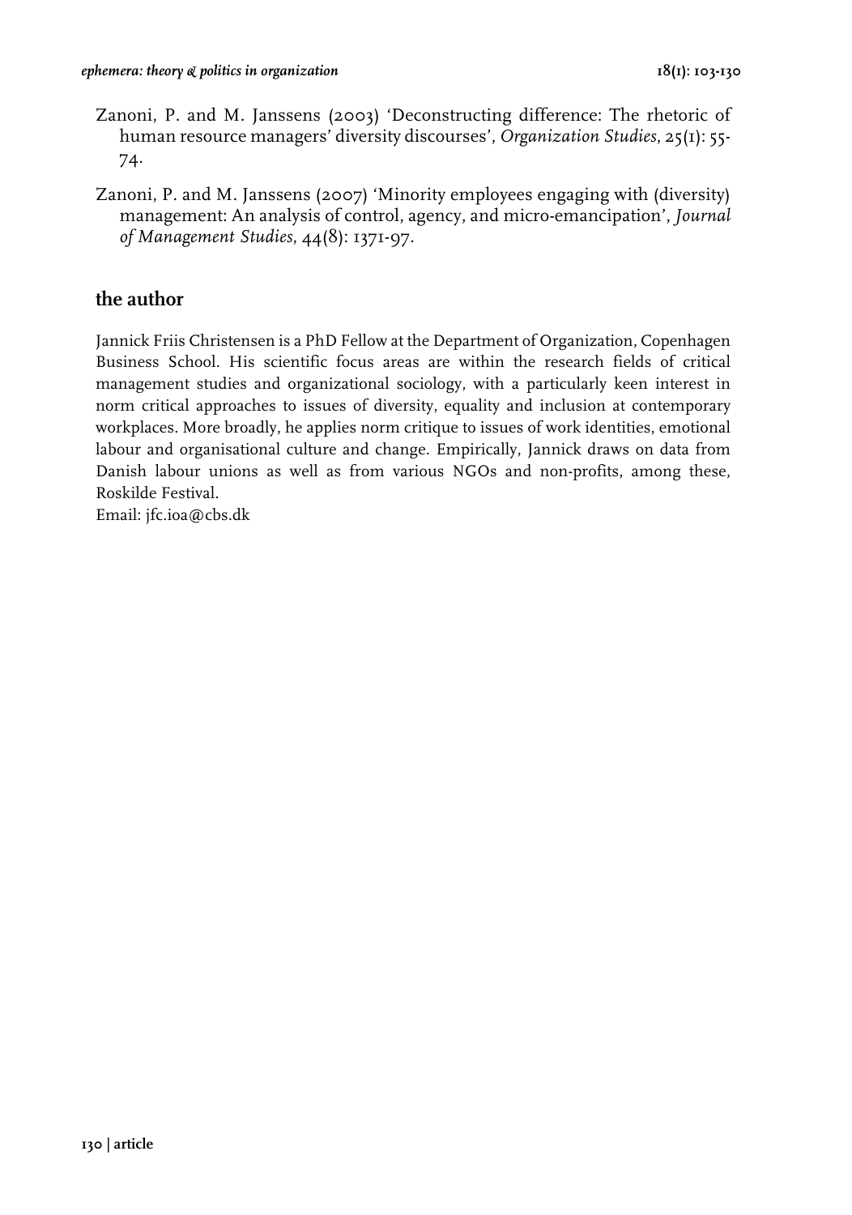Zanoni, P. and M. Janssens (2003) 'Deconstructing difference: The rhetoric of human resource managers' diversity discourses', *Organization Studies*, 25(1): 55-74.

Zanoni, P. and M. Janssens (2007) 'Minority employees engaging with (diversity) management: An analysis of control, agency, and micro-emancipation', *Journal of Management Studies*, 44(8): 1371-97.

## the author

Jannick Friis Christensen is a PhD Fellow at the Department of Organization, Copenhagen Business School. His scientific focus areas are within the research fields of critical management studies and organizational sociology, with a particularly keen interest in norm critical approaches to issues of diversity, equality and inclusion at contemporary workplaces. More broadly, he applies norm critique to issues of work identities, emotional labour and organisational culture and change. Empirically, Jannick draws on data from Danish labour unions as well as from various NGOs and non-profits, among these, Roskilde Festival.
Email: jfc.ioa@cbs.dk